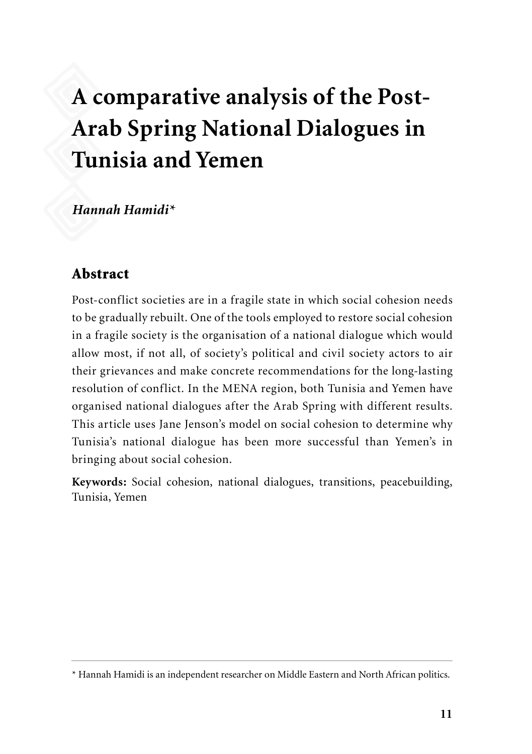# A comparative analysis of the Post-Arab Spring National Dialogues in Tunisia and Yemen

*Hannah Hamidi**

## Abstract

Post-conflict societies are in a fragile state in which social cohesion needs to be gradually rebuilt. One of the tools employed to restore social cohesion in a fragile society is the organisation of a national dialogue which would allow most, if not all, of society's political and civil society actors to air their grievances and make concrete recommendations for the long-lasting resolution of conflict. In the MENA region, both Tunisia and Yemen have organised national dialogues after the Arab Spring with different results. This article uses Jane Jenson's model on social cohesion to determine why Tunisia's national dialogue has been more successful than Yemen's in bringing about social cohesion.

**Keywords:** Social cohesion, national dialogues, transitions, peacebuilding, Tunisia, Yemen

---

* Hannah Hamidi is an independent researcher on Middle Eastern and North African politics.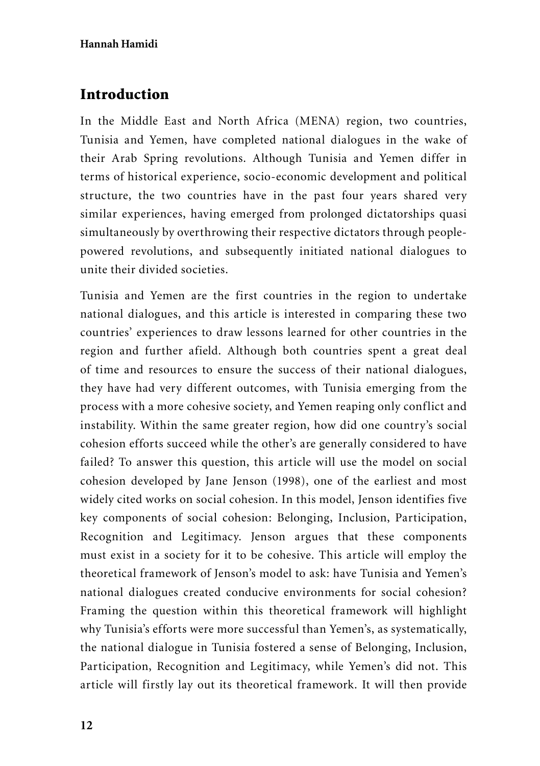## Introduction

In the Middle East and North Africa (MENA) region, two countries, Tunisia and Yemen, have completed national dialogues in the wake of their Arab Spring revolutions. Although Tunisia and Yemen differ in terms of historical experience, socio-economic development and political structure, the two countries have in the past four years shared very similar experiences, having emerged from prolonged dictatorships quasi simultaneously by overthrowing their respective dictators through people-powered revolutions, and subsequently initiated national dialogues to unite their divided societies.

Tunisia and Yemen are the first countries in the region to undertake national dialogues, and this article is interested in comparing these two countries' experiences to draw lessons learned for other countries in the region and further afield. Although both countries spent a great deal of time and resources to ensure the success of their national dialogues, they have had very different outcomes, with Tunisia emerging from the process with a more cohesive society, and Yemen reaping only conflict and instability. Within the same greater region, how did one country's social cohesion efforts succeed while the other's are generally considered to have failed? To answer this question, this article will use the model on social cohesion developed by Jane Jenson (1998), one of the earliest and most widely cited works on social cohesion. In this model, Jenson identifies five key components of social cohesion: Belonging, Inclusion, Participation, Recognition and Legitimacy. Jenson argues that these components must exist in a society for it to be cohesive. This article will employ the theoretical framework of Jenson's model to ask: have Tunisia and Yemen's national dialogues created conducive environments for social cohesion? Framing the question within this theoretical framework will highlight why Tunisia's efforts were more successful than Yemen's, as systematically, the national dialogue in Tunisia fostered a sense of Belonging, Inclusion, Participation, Recognition and Legitimacy, while Yemen's did not. This article will firstly lay out its theoretical framework. It will then provide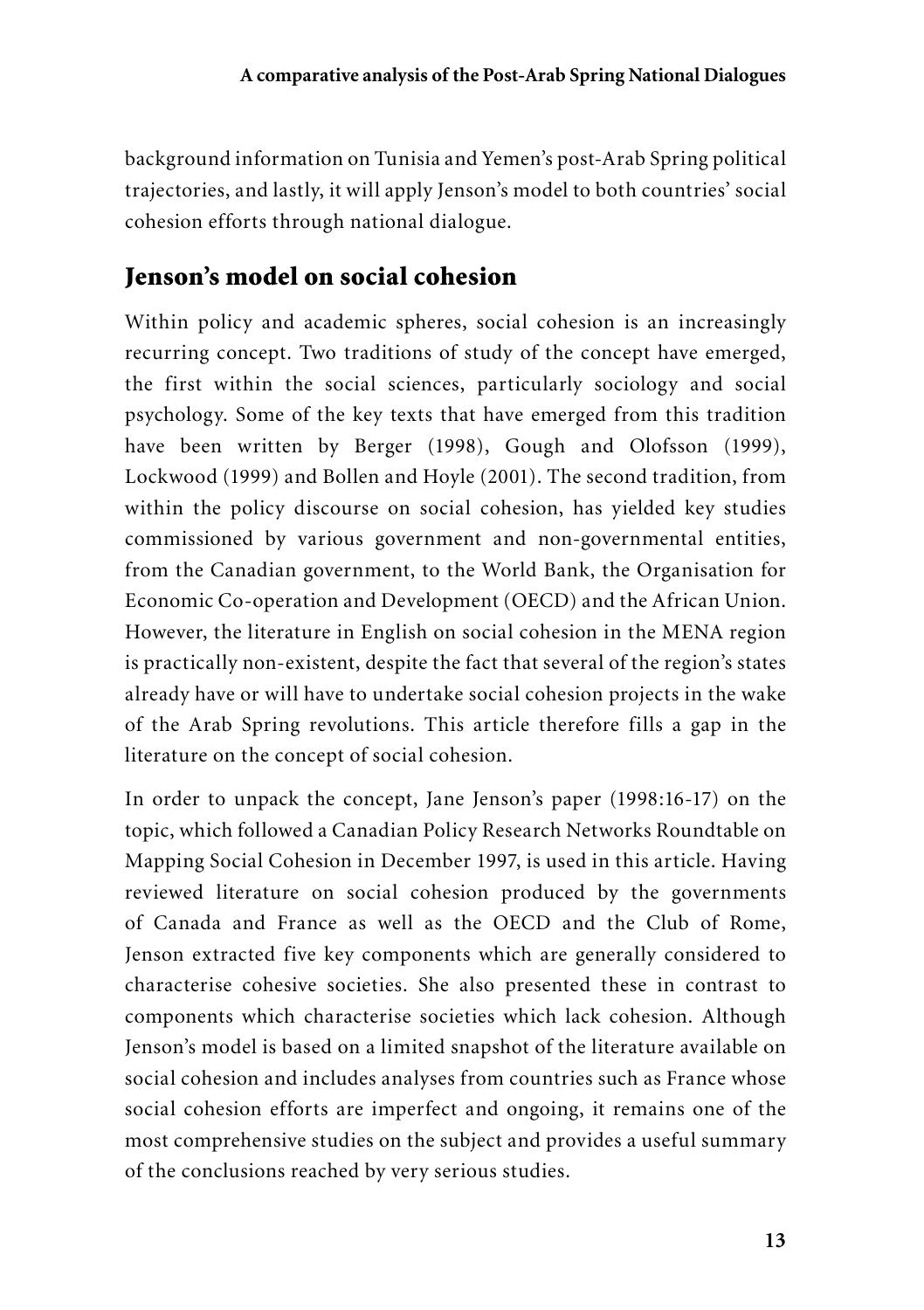background information on Tunisia and Yemen's post-Arab Spring political trajectories, and lastly, it will apply Jenson's model to both countries' social cohesion efforts through national dialogue.

## Jenson's model on social cohesion

Within policy and academic spheres, social cohesion is an increasingly recurring concept. Two traditions of study of the concept have emerged, the first within the social sciences, particularly sociology and social psychology. Some of the key texts that have emerged from this tradition have been written by Berger (1998), Gough and Olofsson (1999), Lockwood (1999) and Bollen and Hoyle (2001). The second tradition, from within the policy discourse on social cohesion, has yielded key studies commissioned by various government and non-governmental entities, from the Canadian government, to the World Bank, the Organisation for Economic Co-operation and Development (OECD) and the African Union. However, the literature in English on social cohesion in the MENA region is practically non-existent, despite the fact that several of the region's states already have or will have to undertake social cohesion projects in the wake of the Arab Spring revolutions. This article therefore fills a gap in the literature on the concept of social cohesion.

In order to unpack the concept, Jane Jenson's paper (1998:16-17) on the topic, which followed a Canadian Policy Research Networks Roundtable on Mapping Social Cohesion in December 1997, is used in this article. Having reviewed literature on social cohesion produced by the governments of Canada and France as well as the OECD and the Club of Rome, Jenson extracted five key components which are generally considered to characterise cohesive societies. She also presented these in contrast to components which characterise societies which lack cohesion. Although Jenson's model is based on a limited snapshot of the literature available on social cohesion and includes analyses from countries such as France whose social cohesion efforts are imperfect and ongoing, it remains one of the most comprehensive studies on the subject and provides a useful summary of the conclusions reached by very serious studies.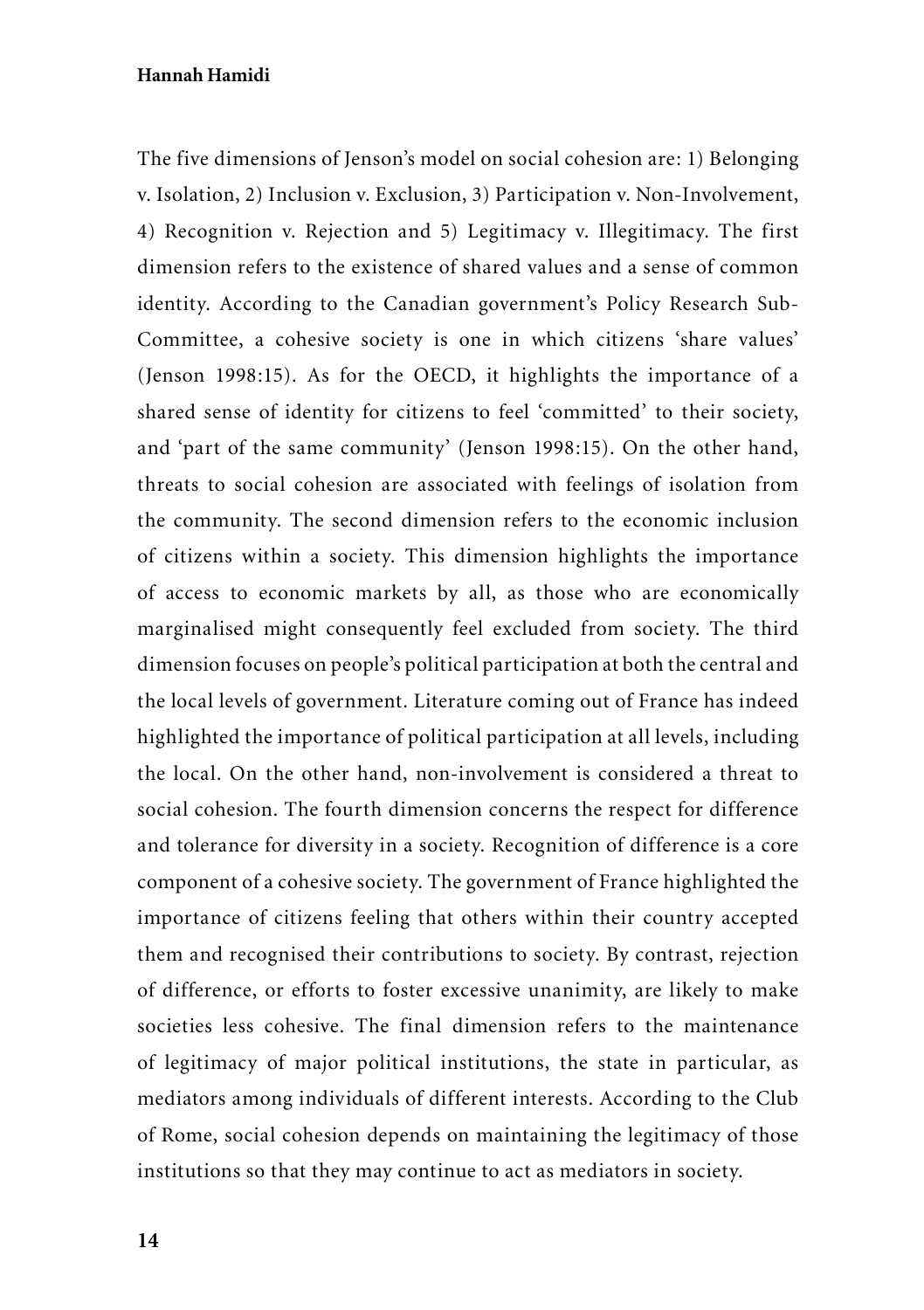The five dimensions of Jenson's model on social cohesion are: 1) Belonging v. Isolation, 2) Inclusion v. Exclusion, 3) Participation v. Non-Involvement, 4) Recognition v. Rejection and 5) Legitimacy v. Illegitimacy. The first dimension refers to the existence of shared values and a sense of common identity. According to the Canadian government's Policy Research Sub-Committee, a cohesive society is one in which citizens 'share values' (Jenson 1998:15). As for the OECD, it highlights the importance of a shared sense of identity for citizens to feel 'committed' to their society, and 'part of the same community' (Jenson 1998:15). On the other hand, threats to social cohesion are associated with feelings of isolation from the community. The second dimension refers to the economic inclusion of citizens within a society. This dimension highlights the importance of access to economic markets by all, as those who are economically marginalised might consequently feel excluded from society. The third dimension focuses on people's political participation at both the central and the local levels of government. Literature coming out of France has indeed highlighted the importance of political participation at all levels, including the local. On the other hand, non-involvement is considered a threat to social cohesion. The fourth dimension concerns the respect for difference and tolerance for diversity in a society. Recognition of difference is a core component of a cohesive society. The government of France highlighted the importance of citizens feeling that others within their country accepted them and recognised their contributions to society. By contrast, rejection of difference, or efforts to foster excessive unanimity, are likely to make societies less cohesive. The final dimension refers to the maintenance of legitimacy of major political institutions, the state in particular, as mediators among individuals of different interests. According to the Club of Rome, social cohesion depends on maintaining the legitimacy of those institutions so that they may continue to act as mediators in society.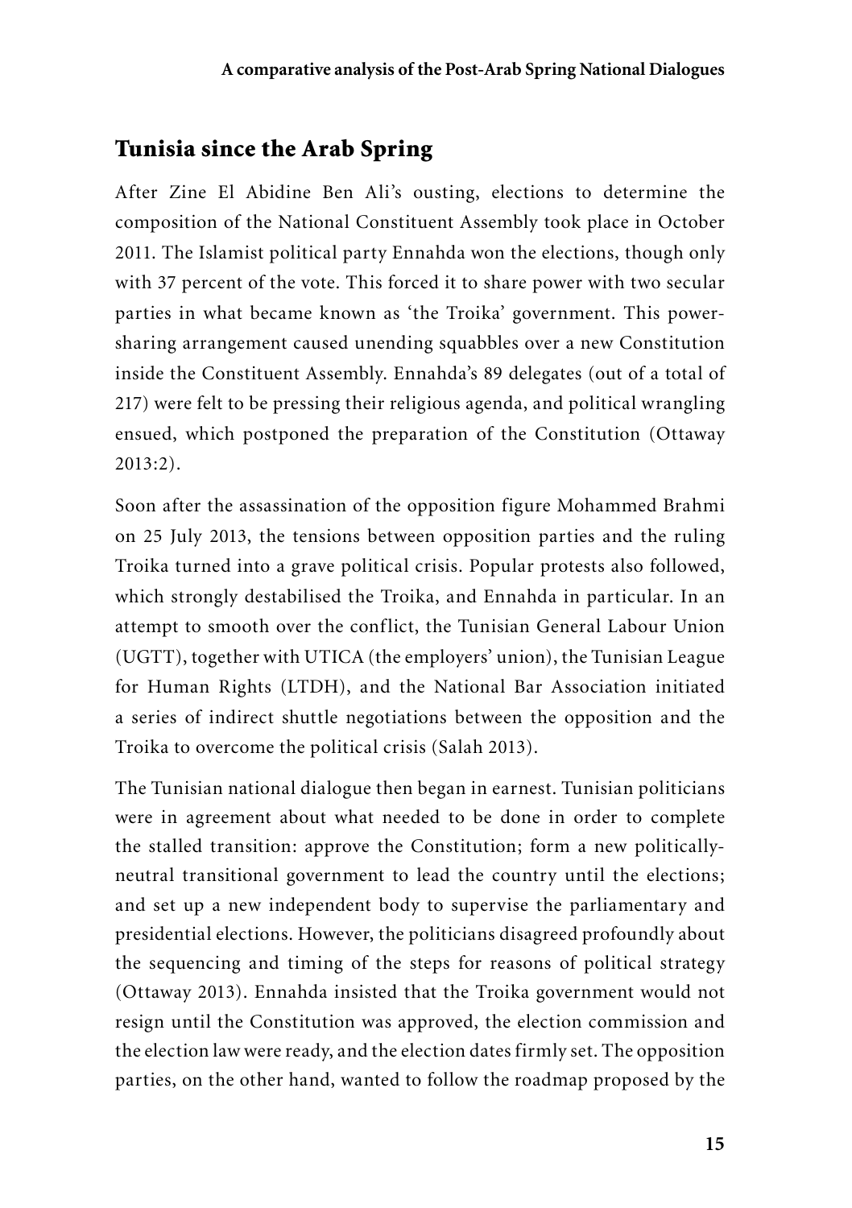## Tunisia since the Arab Spring

After Zine El Abidine Ben Ali's ousting, elections to determine the composition of the National Constituent Assembly took place in October 2011. The Islamist political party Ennahda won the elections, though only with 37 percent of the vote. This forced it to share power with two secular parties in what became known as 'the Troika' government. This power-sharing arrangement caused unending squabbles over a new Constitution inside the Constituent Assembly. Ennahda's 89 delegates (out of a total of 217) were felt to be pressing their religious agenda, and political wrangling ensued, which postponed the preparation of the Constitution (Ottaway 2013:2).

Soon after the assassination of the opposition figure Mohammed Brahmi on 25 July 2013, the tensions between opposition parties and the ruling Troika turned into a grave political crisis. Popular protests also followed, which strongly destabilised the Troika, and Ennahda in particular. In an attempt to smooth over the conflict, the Tunisian General Labour Union (UGTT), together with UTICA (the employers' union), the Tunisian League for Human Rights (LTDH), and the National Bar Association initiated a series of indirect shuttle negotiations between the opposition and the Troika to overcome the political crisis (Salah 2013).

The Tunisian national dialogue then began in earnest. Tunisian politicians were in agreement about what needed to be done in order to complete the stalled transition: approve the Constitution; form a new politically-neutral transitional government to lead the country until the elections; and set up a new independent body to supervise the parliamentary and presidential elections. However, the politicians disagreed profoundly about the sequencing and timing of the steps for reasons of political strategy (Ottaway 2013). Ennahda insisted that the Troika government would not resign until the Constitution was approved, the election commission and the election law were ready, and the election dates firmly set. The opposition parties, on the other hand, wanted to follow the roadmap proposed by the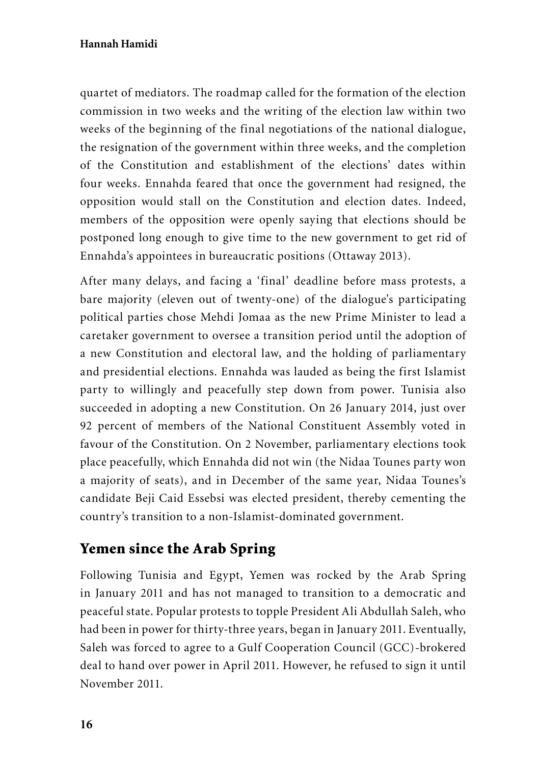quartet of mediators. The roadmap called for the formation of the election commission in two weeks and the writing of the election law within two weeks of the beginning of the final negotiations of the national dialogue, the resignation of the government within three weeks, and the completion of the Constitution and establishment of the elections' dates within four weeks. Ennahda feared that once the government had resigned, the opposition would stall on the Constitution and election dates. Indeed, members of the opposition were openly saying that elections should be postponed long enough to give time to the new government to get rid of Ennahda's appointees in bureaucratic positions (Ottaway 2013).

After many delays, and facing a 'final' deadline before mass protests, a bare majority (eleven out of twenty-one) of the dialogue's participating political parties chose Mehdi Jomaa as the new Prime Minister to lead a caretaker government to oversee a transition period until the adoption of a new Constitution and electoral law, and the holding of parliamentary and presidential elections. Ennahda was lauded as being the first Islamist party to willingly and peacefully step down from power. Tunisia also succeeded in adopting a new Constitution. On 26 January 2014, just over 92 percent of members of the National Constituent Assembly voted in favour of the Constitution. On 2 November, parliamentary elections took place peacefully, which Ennahda did not win (the Nidaa Tounes party won a majority of seats), and in December of the same year, Nidaa Tounes's candidate Beji Caid Essebsi was elected president, thereby cementing the country's transition to a non-Islamist-dominated government.

## Yemen since the Arab Spring

Following Tunisia and Egypt, Yemen was rocked by the Arab Spring in January 2011 and has not managed to transition to a democratic and peaceful state. Popular protests to topple President Ali Abdullah Saleh, who had been in power for thirty-three years, began in January 2011. Eventually, Saleh was forced to agree to a Gulf Cooperation Council (GCC)-brokered deal to hand over power in April 2011. However, he refused to sign it until November 2011.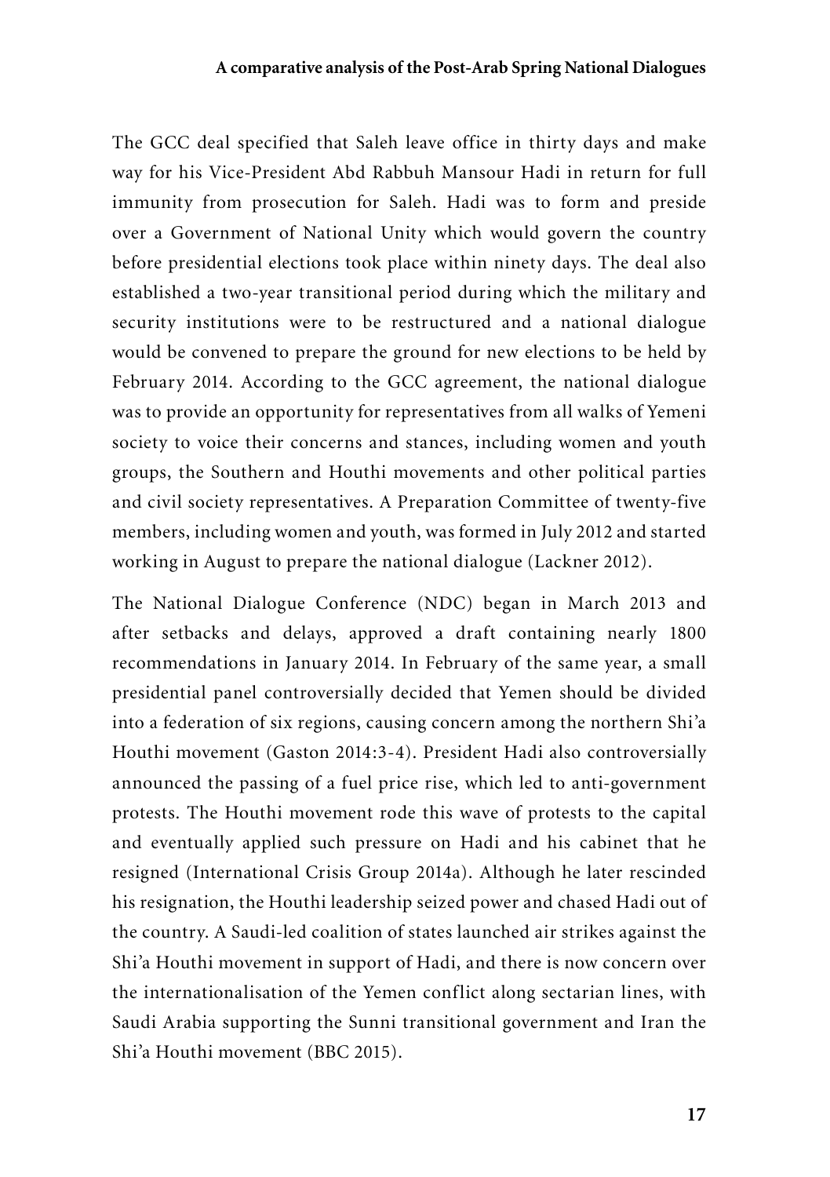The GCC deal specified that Saleh leave office in thirty days and make way for his Vice-President Abd Rabbuh Mansour Hadi in return for full immunity from prosecution for Saleh. Hadi was to form and preside over a Government of National Unity which would govern the country before presidential elections took place within ninety days. The deal also established a two-year transitional period during which the military and security institutions were to be restructured and a national dialogue would be convened to prepare the ground for new elections to be held by February 2014. According to the GCC agreement, the national dialogue was to provide an opportunity for representatives from all walks of Yemeni society to voice their concerns and stances, including women and youth groups, the Southern and Houthi movements and other political parties and civil society representatives. A Preparation Committee of twenty-five members, including women and youth, was formed in July 2012 and started working in August to prepare the national dialogue (Lackner 2012).

The National Dialogue Conference (NDC) began in March 2013 and after setbacks and delays, approved a draft containing nearly 1800 recommendations in January 2014. In February of the same year, a small presidential panel controversially decided that Yemen should be divided into a federation of six regions, causing concern among the northern Shi'a Houthi movement (Gaston 2014:3-4). President Hadi also controversially announced the passing of a fuel price rise, which led to anti-government protests. The Houthi movement rode this wave of protests to the capital and eventually applied such pressure on Hadi and his cabinet that he resigned (International Crisis Group 2014a). Although he later rescinded his resignation, the Houthi leadership seized power and chased Hadi out of the country. A Saudi-led coalition of states launched air strikes against the Shi'a Houthi movement in support of Hadi, and there is now concern over the internationalisation of the Yemen conflict along sectarian lines, with Saudi Arabia supporting the Sunni transitional government and Iran the Shi'a Houthi movement (BBC 2015).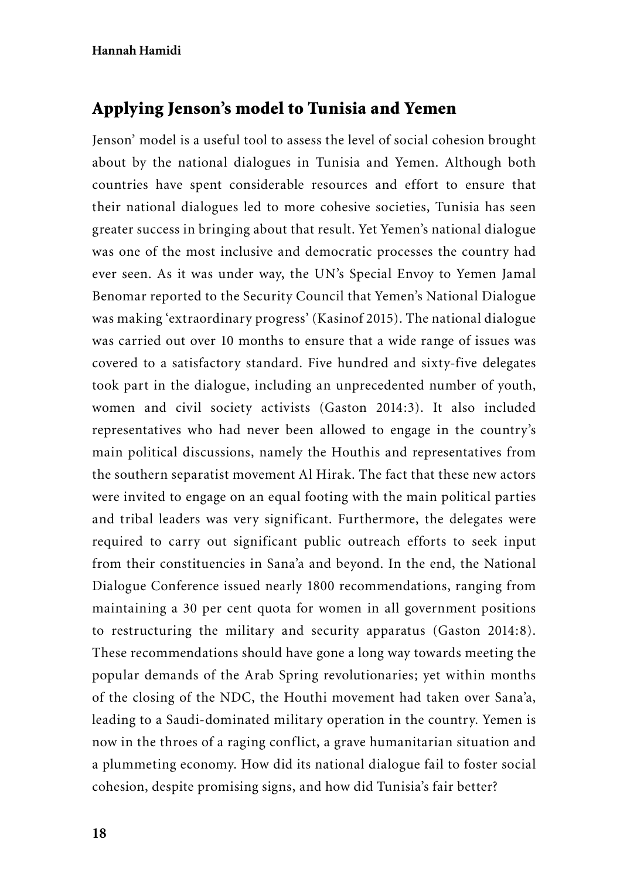## Applying Jenson's model to Tunisia and Yemen

Jenson' model is a useful tool to assess the level of social cohesion brought about by the national dialogues in Tunisia and Yemen. Although both countries have spent considerable resources and effort to ensure that their national dialogues led to more cohesive societies, Tunisia has seen greater success in bringing about that result. Yet Yemen's national dialogue was one of the most inclusive and democratic processes the country had ever seen. As it was under way, the UN's Special Envoy to Yemen Jamal Benomar reported to the Security Council that Yemen's National Dialogue was making 'extraordinary progress' (Kasinof 2015). The national dialogue was carried out over 10 months to ensure that a wide range of issues was covered to a satisfactory standard. Five hundred and sixty-five delegates took part in the dialogue, including an unprecedented number of youth, women and civil society activists (Gaston 2014:3). It also included representatives who had never been allowed to engage in the country's main political discussions, namely the Houthis and representatives from the southern separatist movement Al Hirak. The fact that these new actors were invited to engage on an equal footing with the main political parties and tribal leaders was very significant. Furthermore, the delegates were required to carry out significant public outreach efforts to seek input from their constituencies in Sana'a and beyond. In the end, the National Dialogue Conference issued nearly 1800 recommendations, ranging from maintaining a 30 per cent quota for women in all government positions to restructuring the military and security apparatus (Gaston 2014:8). These recommendations should have gone a long way towards meeting the popular demands of the Arab Spring revolutionaries; yet within months of the closing of the NDC, the Houthi movement had taken over Sana'a, leading to a Saudi-dominated military operation in the country. Yemen is now in the throes of a raging conflict, a grave humanitarian situation and a plummeting economy. How did its national dialogue fail to foster social cohesion, despite promising signs, and how did Tunisia's fair better?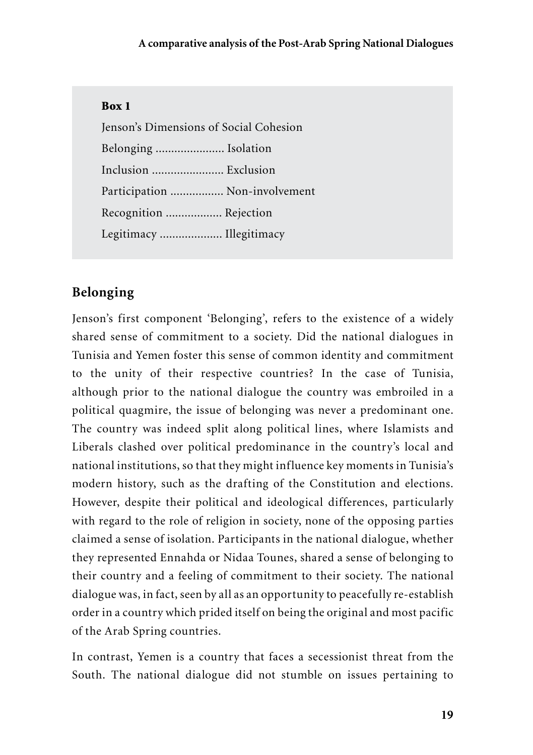**Box 1**

Jenson's Dimensions of Social Cohesion

Belonging ...................... Isolation

Inclusion ....................... Exclusion

Participation ................. Non-involvement

Recognition .................. Rejection

Legitimacy .................... Illegitimacy

## Belonging

Jenson's first component 'Belonging', refers to the existence of a widely shared sense of commitment to a society. Did the national dialogues in Tunisia and Yemen foster this sense of common identity and commitment to the unity of their respective countries? In the case of Tunisia, although prior to the national dialogue the country was embroiled in a political quagmire, the issue of belonging was never a predominant one. The country was indeed split along political lines, where Islamists and Liberals clashed over political predominance in the country's local and national institutions, so that they might influence key moments in Tunisia's modern history, such as the drafting of the Constitution and elections. However, despite their political and ideological differences, particularly with regard to the role of religion in society, none of the opposing parties claimed a sense of isolation. Participants in the national dialogue, whether they represented Ennahda or Nidaa Tounes, shared a sense of belonging to their country and a feeling of commitment to their society. The national dialogue was, in fact, seen by all as an opportunity to peacefully re-establish order in a country which prided itself on being the original and most pacific of the Arab Spring countries.

In contrast, Yemen is a country that faces a secessionist threat from the South. The national dialogue did not stumble on issues pertaining to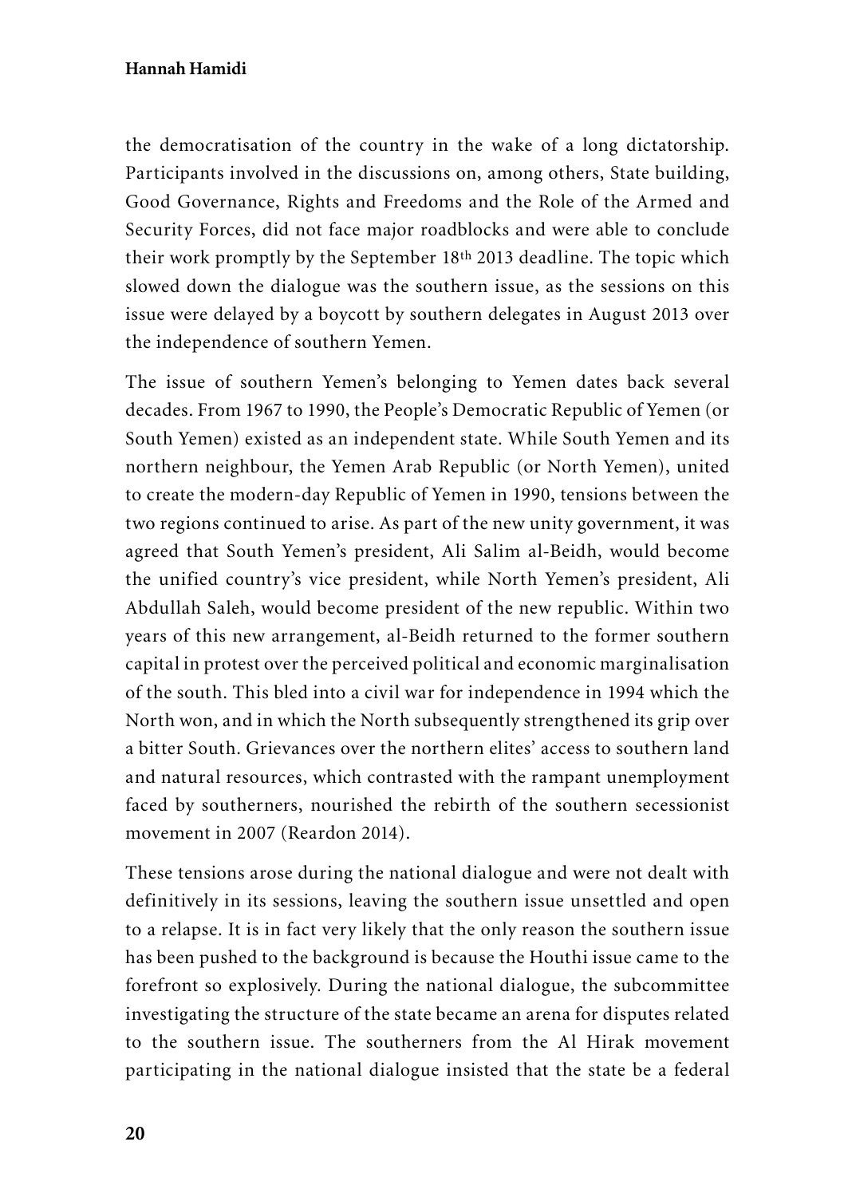the democratisation of the country in the wake of a long dictatorship. Participants involved in the discussions on, among others, State building, Good Governance, Rights and Freedoms and the Role of the Armed and Security Forces, did not face major roadblocks and were able to conclude their work promptly by the September 18th 2013 deadline. The topic which slowed down the dialogue was the southern issue, as the sessions on this issue were delayed by a boycott by southern delegates in August 2013 over the independence of southern Yemen.

The issue of southern Yemen's belonging to Yemen dates back several decades. From 1967 to 1990, the People's Democratic Republic of Yemen (or South Yemen) existed as an independent state. While South Yemen and its northern neighbour, the Yemen Arab Republic (or North Yemen), united to create the modern-day Republic of Yemen in 1990, tensions between the two regions continued to arise. As part of the new unity government, it was agreed that South Yemen's president, Ali Salim al-Beidh, would become the unified country's vice president, while North Yemen's president, Ali Abdullah Saleh, would become president of the new republic. Within two years of this new arrangement, al-Beidh returned to the former southern capital in protest over the perceived political and economic marginalisation of the south. This bled into a civil war for independence in 1994 which the North won, and in which the North subsequently strengthened its grip over a bitter South. Grievances over the northern elites' access to southern land and natural resources, which contrasted with the rampant unemployment faced by southerners, nourished the rebirth of the southern secessionist movement in 2007 (Reardon 2014).

These tensions arose during the national dialogue and were not dealt with definitively in its sessions, leaving the southern issue unsettled and open to a relapse. It is in fact very likely that the only reason the southern issue has been pushed to the background is because the Houthi issue came to the forefront so explosively. During the national dialogue, the subcommittee investigating the structure of the state became an arena for disputes related to the southern issue. The southerners from the Al Hirak movement participating in the national dialogue insisted that the state be a federal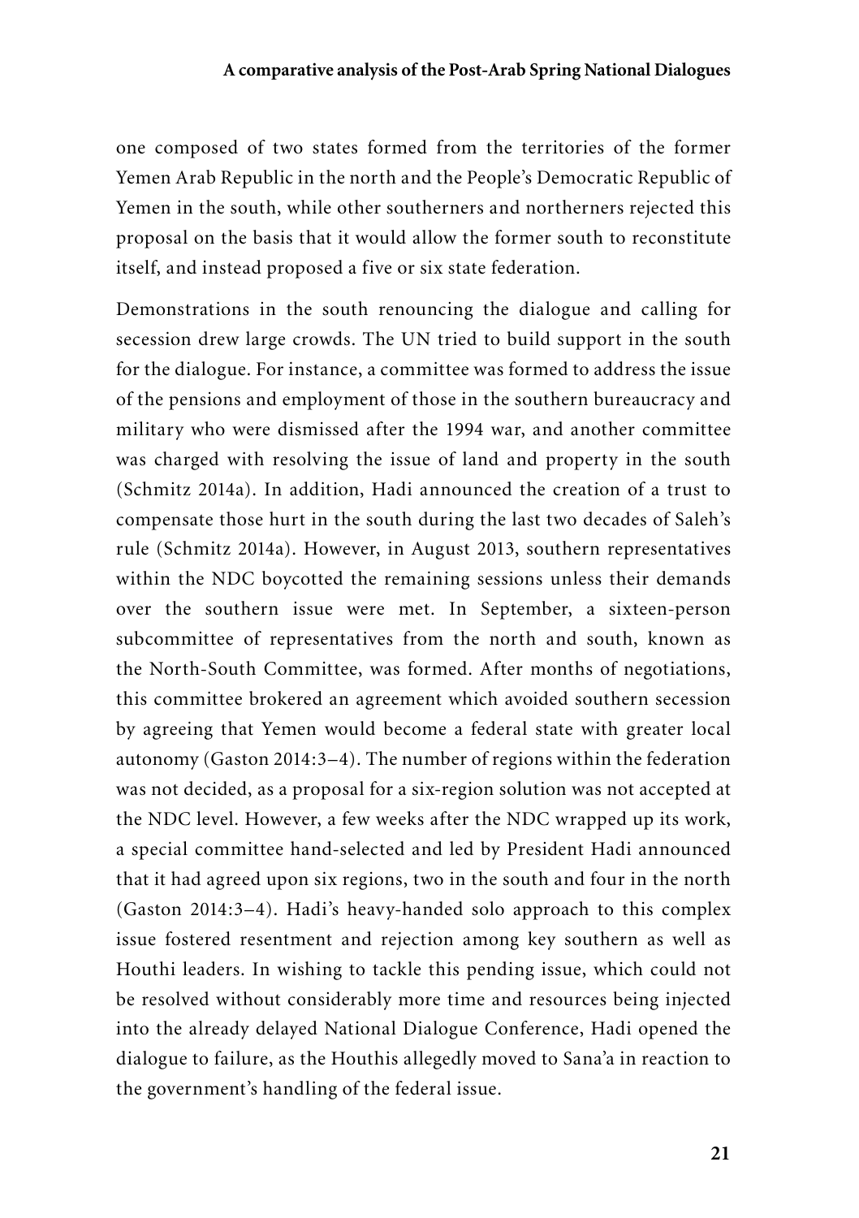one composed of two states formed from the territories of the former Yemen Arab Republic in the north and the People's Democratic Republic of Yemen in the south, while other southerners and northerners rejected this proposal on the basis that it would allow the former south to reconstitute itself, and instead proposed a five or six state federation.

Demonstrations in the south renouncing the dialogue and calling for secession drew large crowds. The UN tried to build support in the south for the dialogue. For instance, a committee was formed to address the issue of the pensions and employment of those in the southern bureaucracy and military who were dismissed after the 1994 war, and another committee was charged with resolving the issue of land and property in the south (Schmitz 2014a). In addition, Hadi announced the creation of a trust to compensate those hurt in the south during the last two decades of Saleh's rule (Schmitz 2014a). However, in August 2013, southern representatives within the NDC boycotted the remaining sessions unless their demands over the southern issue were met. In September, a sixteen-person subcommittee of representatives from the north and south, known as the North-South Committee, was formed. After months of negotiations, this committee brokered an agreement which avoided southern secession by agreeing that Yemen would become a federal state with greater local autonomy (Gaston 2014:3–4). The number of regions within the federation was not decided, as a proposal for a six-region solution was not accepted at the NDC level. However, a few weeks after the NDC wrapped up its work, a special committee hand-selected and led by President Hadi announced that it had agreed upon six regions, two in the south and four in the north (Gaston 2014:3–4). Hadi's heavy-handed solo approach to this complex issue fostered resentment and rejection among key southern as well as Houthi leaders. In wishing to tackle this pending issue, which could not be resolved without considerably more time and resources being injected into the already delayed National Dialogue Conference, Hadi opened the dialogue to failure, as the Houthis allegedly moved to Sana'a in reaction to the government's handling of the federal issue.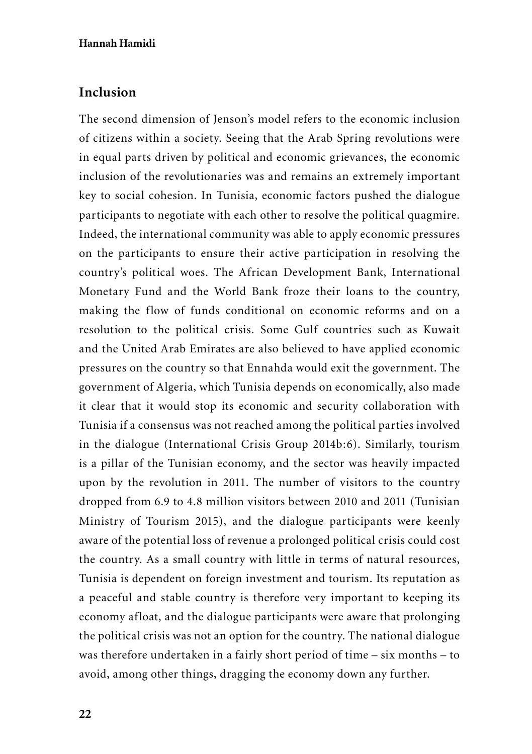## Inclusion

The second dimension of Jenson's model refers to the economic inclusion of citizens within a society. Seeing that the Arab Spring revolutions were in equal parts driven by political and economic grievances, the economic inclusion of the revolutionaries was and remains an extremely important key to social cohesion. In Tunisia, economic factors pushed the dialogue participants to negotiate with each other to resolve the political quagmire. Indeed, the international community was able to apply economic pressures on the participants to ensure their active participation in resolving the country's political woes. The African Development Bank, International Monetary Fund and the World Bank froze their loans to the country, making the flow of funds conditional on economic reforms and on a resolution to the political crisis. Some Gulf countries such as Kuwait and the United Arab Emirates are also believed to have applied economic pressures on the country so that Ennahda would exit the government. The government of Algeria, which Tunisia depends on economically, also made it clear that it would stop its economic and security collaboration with Tunisia if a consensus was not reached among the political parties involved in the dialogue (International Crisis Group 2014b:6). Similarly, tourism is a pillar of the Tunisian economy, and the sector was heavily impacted upon by the revolution in 2011. The number of visitors to the country dropped from 6.9 to 4.8 million visitors between 2010 and 2011 (Tunisian Ministry of Tourism 2015), and the dialogue participants were keenly aware of the potential loss of revenue a prolonged political crisis could cost the country. As a small country with little in terms of natural resources, Tunisia is dependent on foreign investment and tourism. Its reputation as a peaceful and stable country is therefore very important to keeping its economy afloat, and the dialogue participants were aware that prolonging the political crisis was not an option for the country. The national dialogue was therefore undertaken in a fairly short period of time – six months – to avoid, among other things, dragging the economy down any further.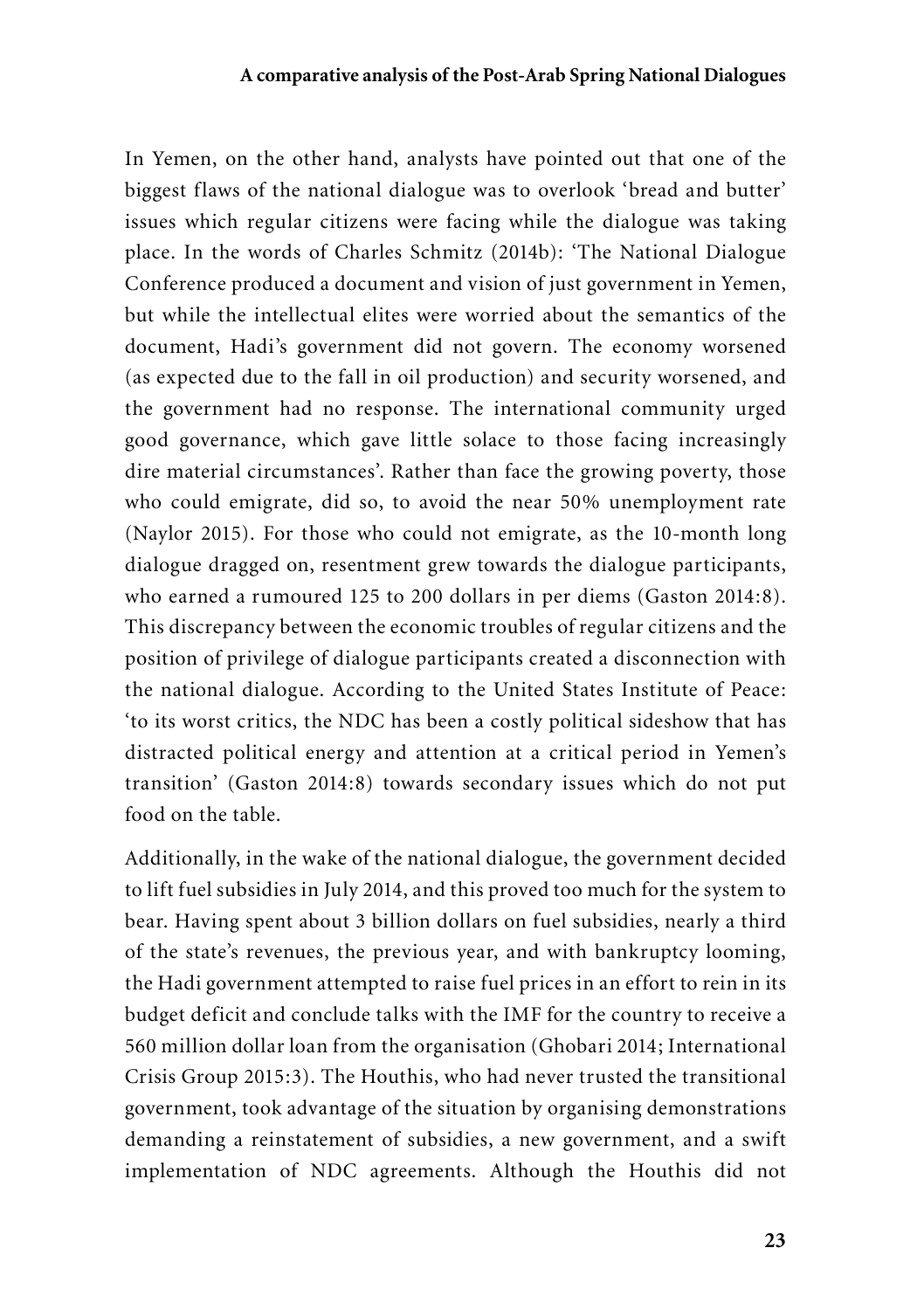In Yemen, on the other hand, analysts have pointed out that one of the biggest flaws of the national dialogue was to overlook 'bread and butter' issues which regular citizens were facing while the dialogue was taking place. In the words of Charles Schmitz (2014b): 'The National Dialogue Conference produced a document and vision of just government in Yemen, but while the intellectual elites were worried about the semantics of the document, Hadi's government did not govern. The economy worsened (as expected due to the fall in oil production) and security worsened, and the government had no response. The international community urged good governance, which gave little solace to those facing increasingly dire material circumstances'. Rather than face the growing poverty, those who could emigrate, did so, to avoid the near 50% unemployment rate (Naylor 2015). For those who could not emigrate, as the 10-month long dialogue dragged on, resentment grew towards the dialogue participants, who earned a rumoured 125 to 200 dollars in per diems (Gaston 2014:8). This discrepancy between the economic troubles of regular citizens and the position of privilege of dialogue participants created a disconnection with the national dialogue. According to the United States Institute of Peace: 'to its worst critics, the NDC has been a costly political sideshow that has distracted political energy and attention at a critical period in Yemen's transition' (Gaston 2014:8) towards secondary issues which do not put food on the table.

Additionally, in the wake of the national dialogue, the government decided to lift fuel subsidies in July 2014, and this proved too much for the system to bear. Having spent about 3 billion dollars on fuel subsidies, nearly a third of the state's revenues, the previous year, and with bankruptcy looming, the Hadi government attempted to raise fuel prices in an effort to rein in its budget deficit and conclude talks with the IMF for the country to receive a 560 million dollar loan from the organisation (Ghobari 2014; International Crisis Group 2015:3). The Houthis, who had never trusted the transitional government, took advantage of the situation by organising demonstrations demanding a reinstatement of subsidies, a new government, and a swift implementation of NDC agreements. Although the Houthis did not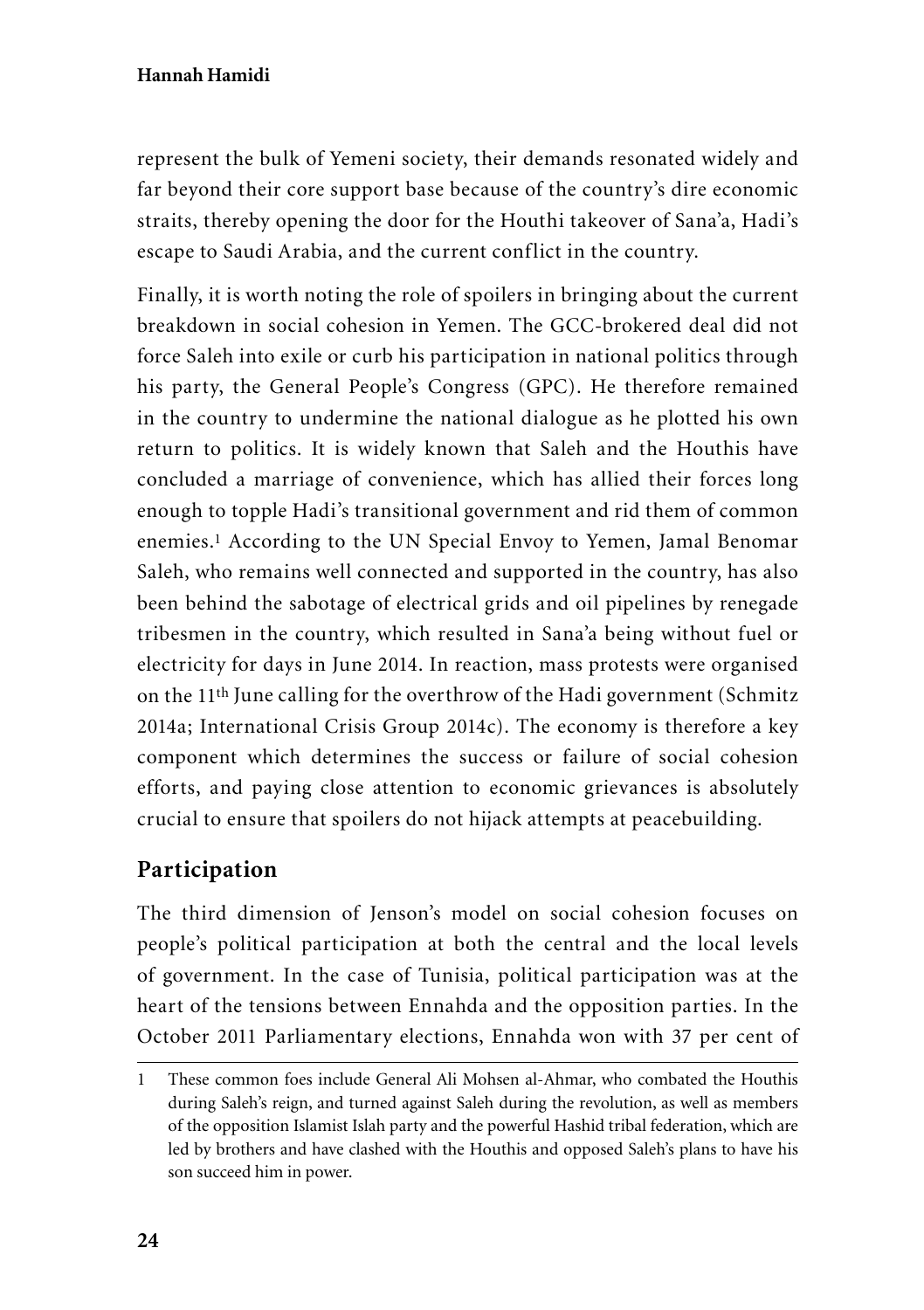represent the bulk of Yemeni society, their demands resonated widely and far beyond their core support base because of the country's dire economic straits, thereby opening the door for the Houthi takeover of Sana'a, Hadi's escape to Saudi Arabia, and the current conflict in the country.

Finally, it is worth noting the role of spoilers in bringing about the current breakdown in social cohesion in Yemen. The GCC-brokered deal did not force Saleh into exile or curb his participation in national politics through his party, the General People's Congress (GPC). He therefore remained in the country to undermine the national dialogue as he plotted his own return to politics. It is widely known that Saleh and the Houthis have concluded a marriage of convenience, which has allied their forces long enough to topple Hadi's transitional government and rid them of common enemies.[1] According to the UN Special Envoy to Yemen, Jamal Benomar Saleh, who remains well connected and supported in the country, has also been behind the sabotage of electrical grids and oil pipelines by renegade tribesmen in the country, which resulted in Sana'a being without fuel or electricity for days in June 2014. In reaction, mass protests were organised on the 11th June calling for the overthrow of the Hadi government (Schmitz 2014a; International Crisis Group 2014c). The economy is therefore a key component which determines the success or failure of social cohesion efforts, and paying close attention to economic grievances is absolutely crucial to ensure that spoilers do not hijack attempts at peacebuilding.

## Participation

The third dimension of Jenson's model on social cohesion focuses on people's political participation at both the central and the local levels of government. In the case of Tunisia, political participation was at the heart of the tensions between Ennahda and the opposition parties. In the October 2011 Parliamentary elections, Ennahda won with 37 per cent of

---

1 These common foes include General Ali Mohsen al-Ahmar, who combated the Houthis during Saleh's reign, and turned against Saleh during the revolution, as well as members of the opposition Islamist Islah party and the powerful Hashid tribal federation, which are led by brothers and have clashed with the Houthis and opposed Saleh's plans to have his son succeed him in power.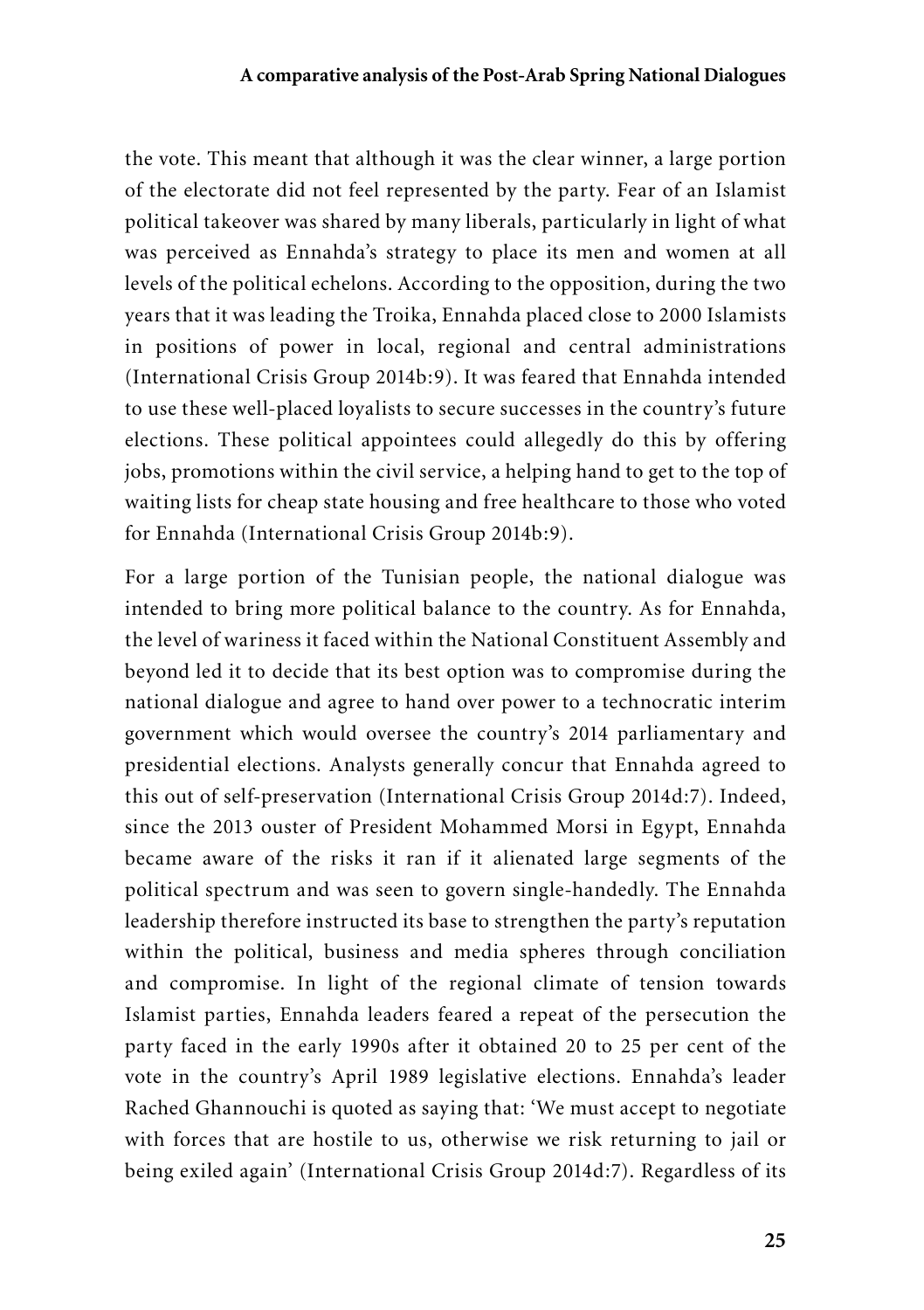the vote. This meant that although it was the clear winner, a large portion of the electorate did not feel represented by the party. Fear of an Islamist political takeover was shared by many liberals, particularly in light of what was perceived as Ennahda's strategy to place its men and women at all levels of the political echelons. According to the opposition, during the two years that it was leading the Troika, Ennahda placed close to 2000 Islamists in positions of power in local, regional and central administrations (International Crisis Group 2014b:9). It was feared that Ennahda intended to use these well-placed loyalists to secure successes in the country's future elections. These political appointees could allegedly do this by offering jobs, promotions within the civil service, a helping hand to get to the top of waiting lists for cheap state housing and free healthcare to those who voted for Ennahda (International Crisis Group 2014b:9).

For a large portion of the Tunisian people, the national dialogue was intended to bring more political balance to the country. As for Ennahda, the level of wariness it faced within the National Constituent Assembly and beyond led it to decide that its best option was to compromise during the national dialogue and agree to hand over power to a technocratic interim government which would oversee the country's 2014 parliamentary and presidential elections. Analysts generally concur that Ennahda agreed to this out of self-preservation (International Crisis Group 2014d:7). Indeed, since the 2013 ouster of President Mohammed Morsi in Egypt, Ennahda became aware of the risks it ran if it alienated large segments of the political spectrum and was seen to govern single-handedly. The Ennahda leadership therefore instructed its base to strengthen the party's reputation within the political, business and media spheres through conciliation and compromise. In light of the regional climate of tension towards Islamist parties, Ennahda leaders feared a repeat of the persecution the party faced in the early 1990s after it obtained 20 to 25 per cent of the vote in the country's April 1989 legislative elections. Ennahda's leader Rached Ghannouchi is quoted as saying that: 'We must accept to negotiate with forces that are hostile to us, otherwise we risk returning to jail or being exiled again' (International Crisis Group 2014d:7). Regardless of its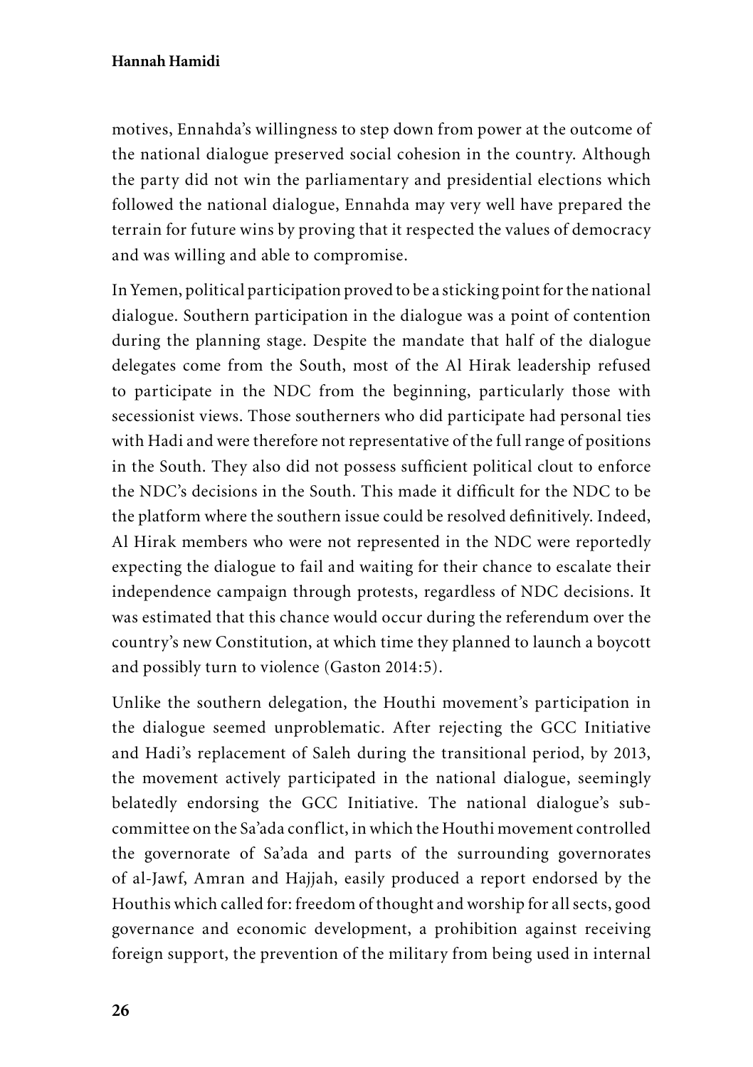motives, Ennahda's willingness to step down from power at the outcome of the national dialogue preserved social cohesion in the country. Although the party did not win the parliamentary and presidential elections which followed the national dialogue, Ennahda may very well have prepared the terrain for future wins by proving that it respected the values of democracy and was willing and able to compromise.

In Yemen, political participation proved to be a sticking point for the national dialogue. Southern participation in the dialogue was a point of contention during the planning stage. Despite the mandate that half of the dialogue delegates come from the South, most of the Al Hirak leadership refused to participate in the NDC from the beginning, particularly those with secessionist views. Those southerners who did participate had personal ties with Hadi and were therefore not representative of the full range of positions in the South. They also did not possess sufficient political clout to enforce the NDC's decisions in the South. This made it difficult for the NDC to be the platform where the southern issue could be resolved definitively. Indeed, Al Hirak members who were not represented in the NDC were reportedly expecting the dialogue to fail and waiting for their chance to escalate their independence campaign through protests, regardless of NDC decisions. It was estimated that this chance would occur during the referendum over the country's new Constitution, at which time they planned to launch a boycott and possibly turn to violence (Gaston 2014:5).

Unlike the southern delegation, the Houthi movement's participation in the dialogue seemed unproblematic. After rejecting the GCC Initiative and Hadi's replacement of Saleh during the transitional period, by 2013, the movement actively participated in the national dialogue, seemingly belatedly endorsing the GCC Initiative. The national dialogue's sub-committee on the Sa'ada conflict, in which the Houthi movement controlled the governorate of Sa'ada and parts of the surrounding governorates of al-Jawf, Amran and Hajjah, easily produced a report endorsed by the Houthis which called for: freedom of thought and worship for all sects, good governance and economic development, a prohibition against receiving foreign support, the prevention of the military from being used in internal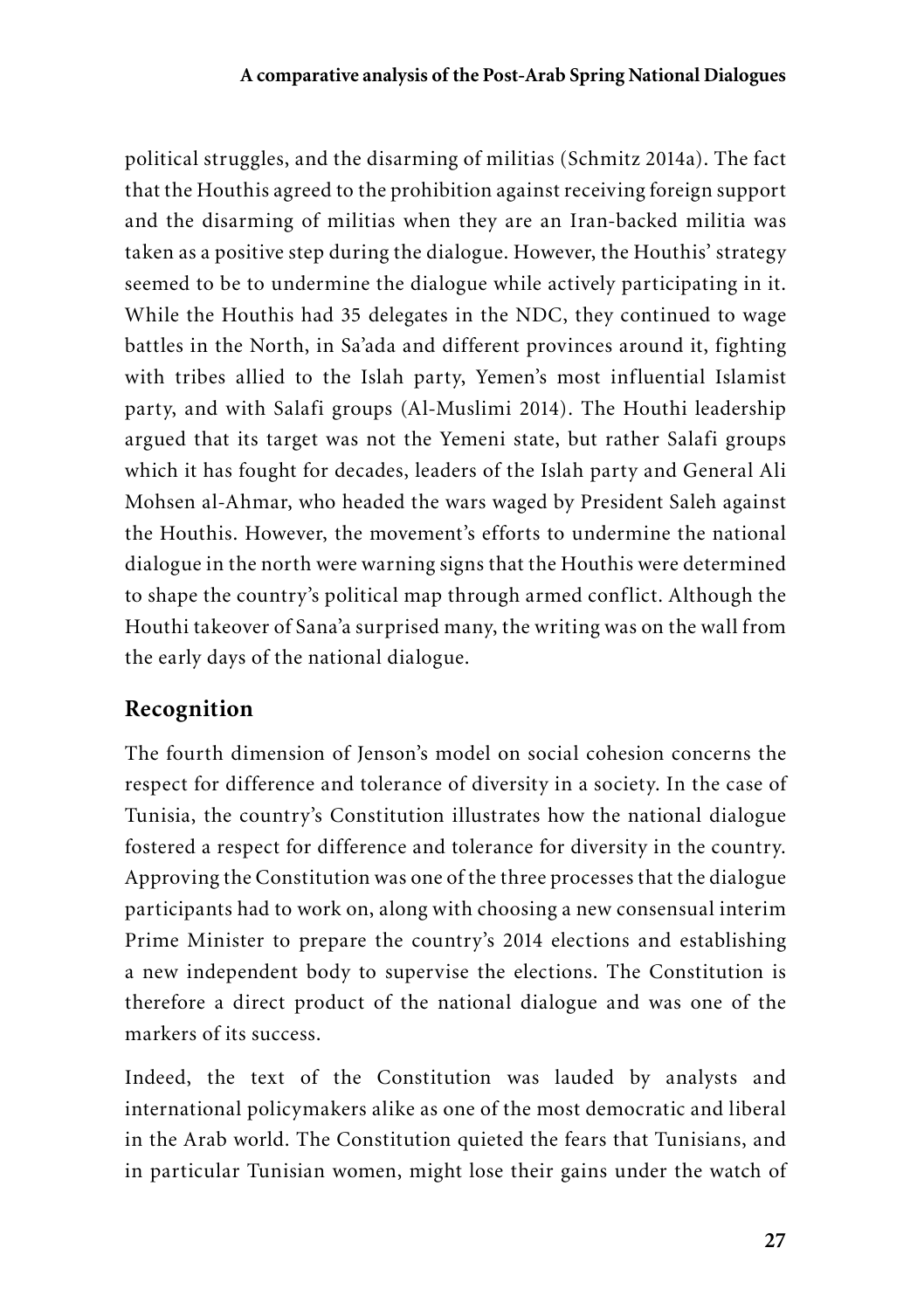political struggles, and the disarming of militias (Schmitz 2014a). The fact that the Houthis agreed to the prohibition against receiving foreign support and the disarming of militias when they are an Iran-backed militia was taken as a positive step during the dialogue. However, the Houthis' strategy seemed to be to undermine the dialogue while actively participating in it. While the Houthis had 35 delegates in the NDC, they continued to wage battles in the North, in Sa'ada and different provinces around it, fighting with tribes allied to the Islah party, Yemen's most influential Islamist party, and with Salafi groups (Al-Muslimi 2014). The Houthi leadership argued that its target was not the Yemeni state, but rather Salafi groups which it has fought for decades, leaders of the Islah party and General Ali Mohsen al-Ahmar, who headed the wars waged by President Saleh against the Houthis. However, the movement's efforts to undermine the national dialogue in the north were warning signs that the Houthis were determined to shape the country's political map through armed conflict. Although the Houthi takeover of Sana'a surprised many, the writing was on the wall from the early days of the national dialogue.

## Recognition

The fourth dimension of Jenson's model on social cohesion concerns the respect for difference and tolerance of diversity in a society. In the case of Tunisia, the country's Constitution illustrates how the national dialogue fostered a respect for difference and tolerance for diversity in the country. Approving the Constitution was one of the three processes that the dialogue participants had to work on, along with choosing a new consensual interim Prime Minister to prepare the country's 2014 elections and establishing a new independent body to supervise the elections. The Constitution is therefore a direct product of the national dialogue and was one of the markers of its success.

Indeed, the text of the Constitution was lauded by analysts and international policymakers alike as one of the most democratic and liberal in the Arab world. The Constitution quieted the fears that Tunisians, and in particular Tunisian women, might lose their gains under the watch of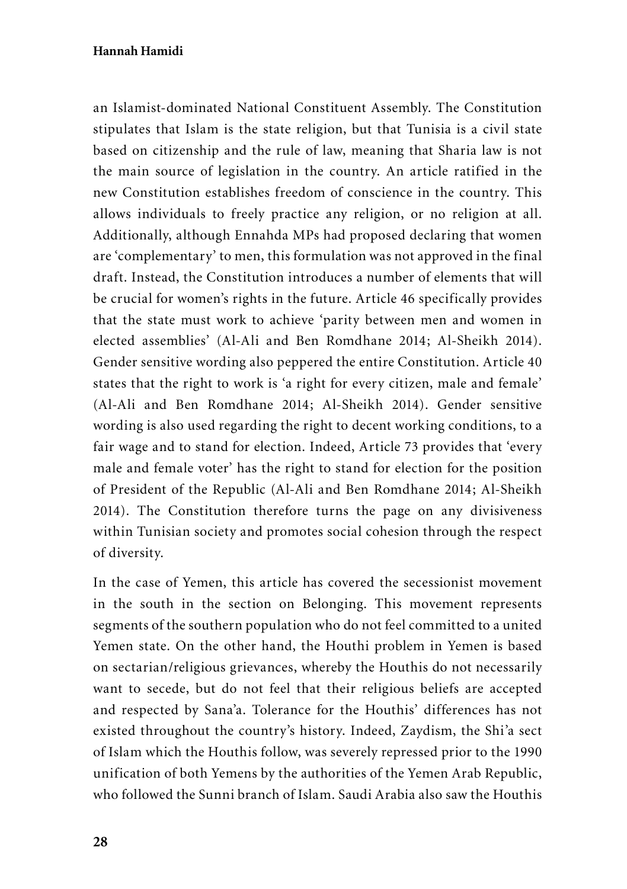an Islamist-dominated National Constituent Assembly. The Constitution stipulates that Islam is the state religion, but that Tunisia is a civil state based on citizenship and the rule of law, meaning that Sharia law is not the main source of legislation in the country. An article ratified in the new Constitution establishes freedom of conscience in the country. This allows individuals to freely practice any religion, or no religion at all. Additionally, although Ennahda MPs had proposed declaring that women are 'complementary' to men, this formulation was not approved in the final draft. Instead, the Constitution introduces a number of elements that will be crucial for women's rights in the future. Article 46 specifically provides that the state must work to achieve 'parity between men and women in elected assemblies' (Al-Ali and Ben Romdhane 2014; Al-Sheikh 2014). Gender sensitive wording also peppered the entire Constitution. Article 40 states that the right to work is 'a right for every citizen, male and female' (Al-Ali and Ben Romdhane 2014; Al-Sheikh 2014). Gender sensitive wording is also used regarding the right to decent working conditions, to a fair wage and to stand for election. Indeed, Article 73 provides that 'every male and female voter' has the right to stand for election for the position of President of the Republic (Al-Ali and Ben Romdhane 2014; Al-Sheikh 2014). The Constitution therefore turns the page on any divisiveness within Tunisian society and promotes social cohesion through the respect of diversity.

In the case of Yemen, this article has covered the secessionist movement in the south in the section on Belonging. This movement represents segments of the southern population who do not feel committed to a united Yemen state. On the other hand, the Houthi problem in Yemen is based on sectarian/religious grievances, whereby the Houthis do not necessarily want to secede, but do not feel that their religious beliefs are accepted and respected by Sana'a. Tolerance for the Houthis' differences has not existed throughout the country's history. Indeed, Zaydism, the Shi'a sect of Islam which the Houthis follow, was severely repressed prior to the 1990 unification of both Yemens by the authorities of the Yemen Arab Republic, who followed the Sunni branch of Islam. Saudi Arabia also saw the Houthis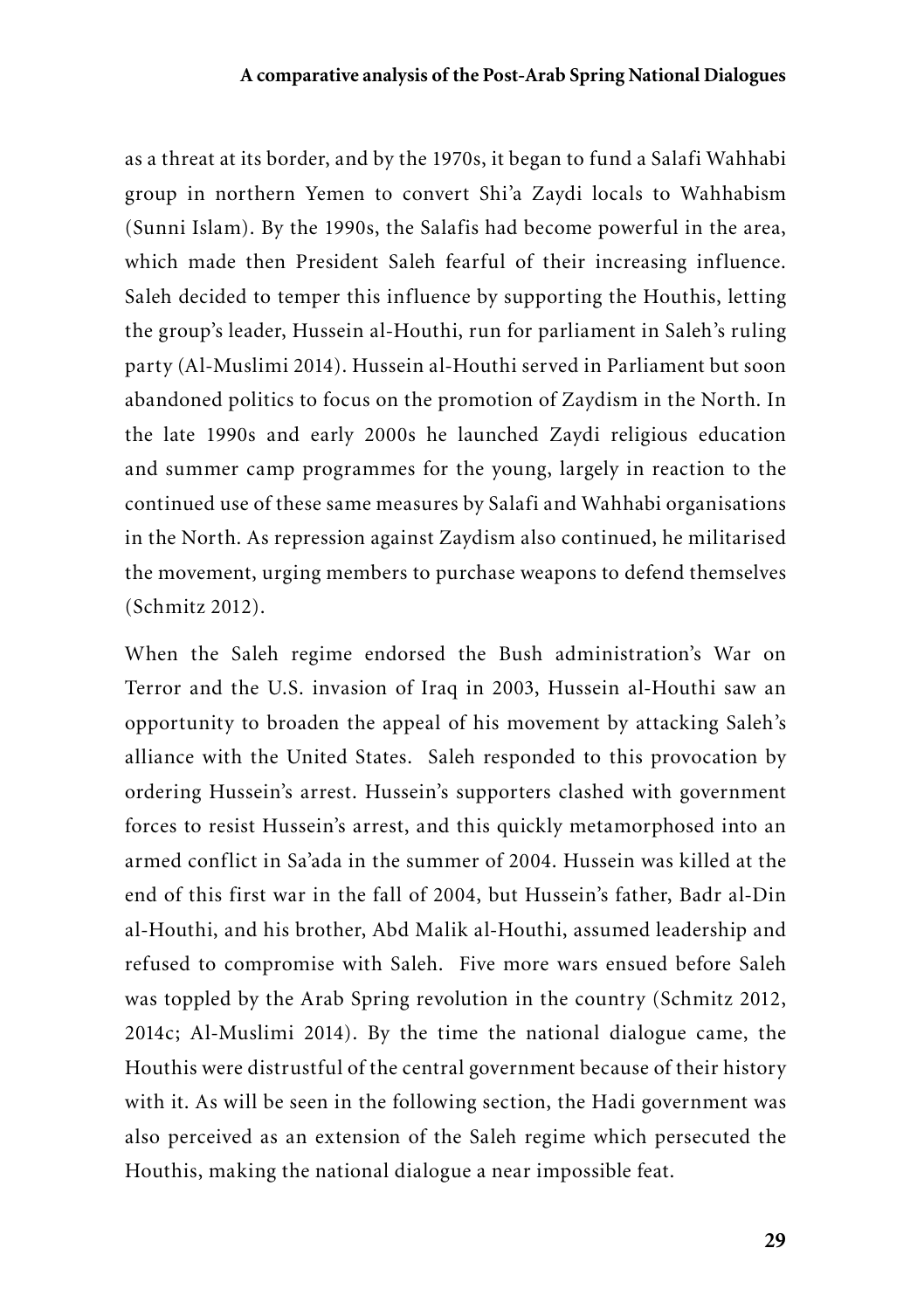as a threat at its border, and by the 1970s, it began to fund a Salafi Wahhabi group in northern Yemen to convert Shi'a Zaydi locals to Wahhabism (Sunni Islam). By the 1990s, the Salafis had become powerful in the area, which made then President Saleh fearful of their increasing influence. Saleh decided to temper this influence by supporting the Houthis, letting the group's leader, Hussein al-Houthi, run for parliament in Saleh's ruling party (Al-Muslimi 2014). Hussein al-Houthi served in Parliament but soon abandoned politics to focus on the promotion of Zaydism in the North. In the late 1990s and early 2000s he launched Zaydi religious education and summer camp programmes for the young, largely in reaction to the continued use of these same measures by Salafi and Wahhabi organisations in the North. As repression against Zaydism also continued, he militarised the movement, urging members to purchase weapons to defend themselves (Schmitz 2012).

When the Saleh regime endorsed the Bush administration's War on Terror and the U.S. invasion of Iraq in 2003, Hussein al-Houthi saw an opportunity to broaden the appeal of his movement by attacking Saleh's alliance with the United States. Saleh responded to this provocation by ordering Hussein's arrest. Hussein's supporters clashed with government forces to resist Hussein's arrest, and this quickly metamorphosed into an armed conflict in Sa'ada in the summer of 2004. Hussein was killed at the end of this first war in the fall of 2004, but Hussein's father, Badr al-Din al-Houthi, and his brother, Abd Malik al-Houthi, assumed leadership and refused to compromise with Saleh. Five more wars ensued before Saleh was toppled by the Arab Spring revolution in the country (Schmitz 2012, 2014c; Al-Muslimi 2014). By the time the national dialogue came, the Houthis were distrustful of the central government because of their history with it. As will be seen in the following section, the Hadi government was also perceived as an extension of the Saleh regime which persecuted the Houthis, making the national dialogue a near impossible feat.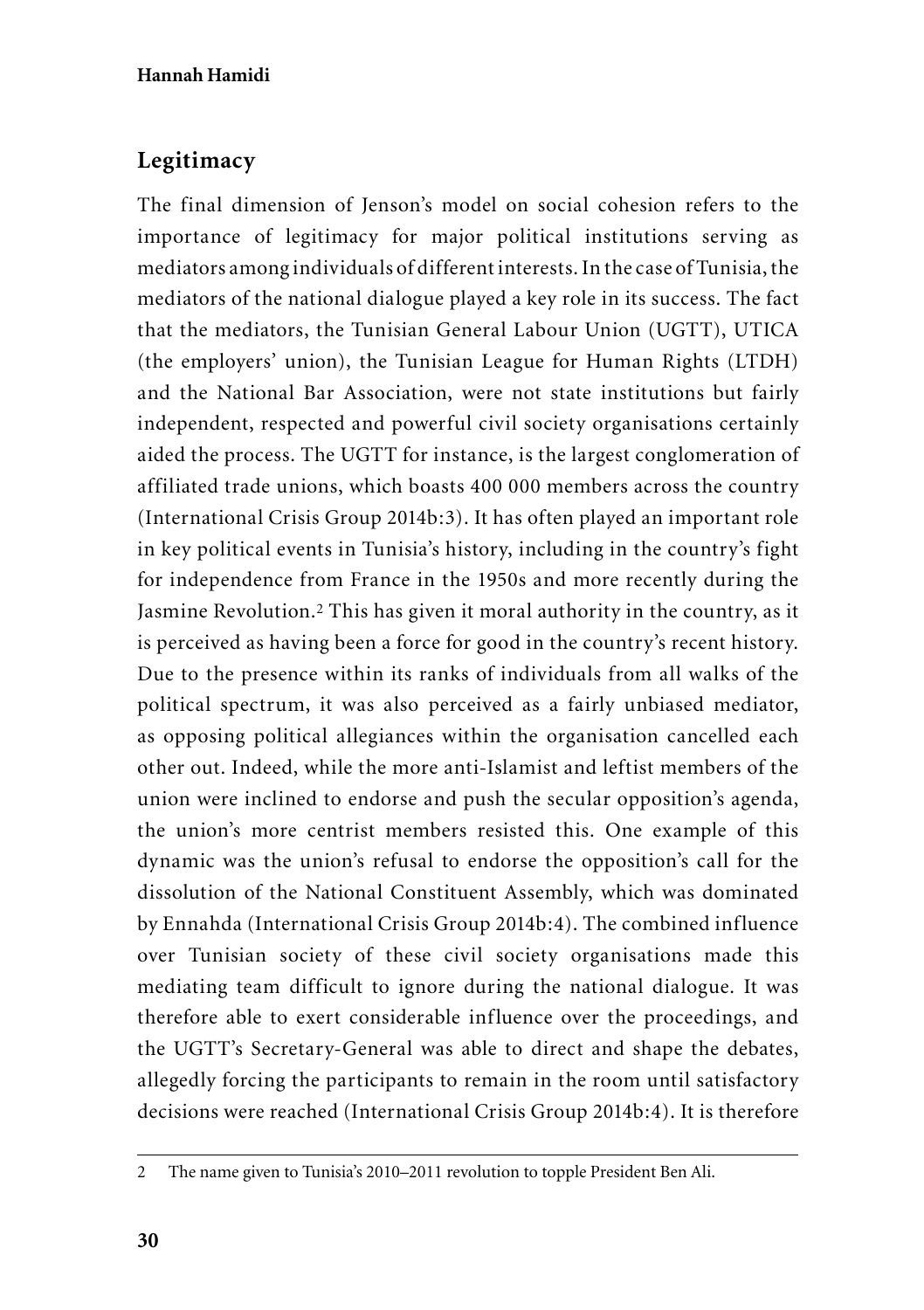## Legitimacy

The final dimension of Jenson's model on social cohesion refers to the importance of legitimacy for major political institutions serving as mediators among individuals of different interests. In the case of Tunisia, the mediators of the national dialogue played a key role in its success. The fact that the mediators, the Tunisian General Labour Union (UGTT), UTICA (the employers' union), the Tunisian League for Human Rights (LTDH) and the National Bar Association, were not state institutions but fairly independent, respected and powerful civil society organisations certainly aided the process. The UGTT for instance, is the largest conglomeration of affiliated trade unions, which boasts 400 000 members across the country (International Crisis Group 2014b:3). It has often played an important role in key political events in Tunisia's history, including in the country's fight for independence from France in the 1950s and more recently during the Jasmine Revolution.[2] This has given it moral authority in the country, as it is perceived as having been a force for good in the country's recent history. Due to the presence within its ranks of individuals from all walks of the political spectrum, it was also perceived as a fairly unbiased mediator, as opposing political allegiances within the organisation cancelled each other out. Indeed, while the more anti-Islamist and leftist members of the union were inclined to endorse and push the secular opposition's agenda, the union's more centrist members resisted this. One example of this dynamic was the union's refusal to endorse the opposition's call for the dissolution of the National Constituent Assembly, which was dominated by Ennahda (International Crisis Group 2014b:4). The combined influence over Tunisian society of these civil society organisations made this mediating team difficult to ignore during the national dialogue. It was therefore able to exert considerable influence over the proceedings, and the UGTT's Secretary-General was able to direct and shape the debates, allegedly forcing the participants to remain in the room until satisfactory decisions were reached (International Crisis Group 2014b:4). It is therefore

---

2 The name given to Tunisia's 2010–2011 revolution to topple President Ben Ali.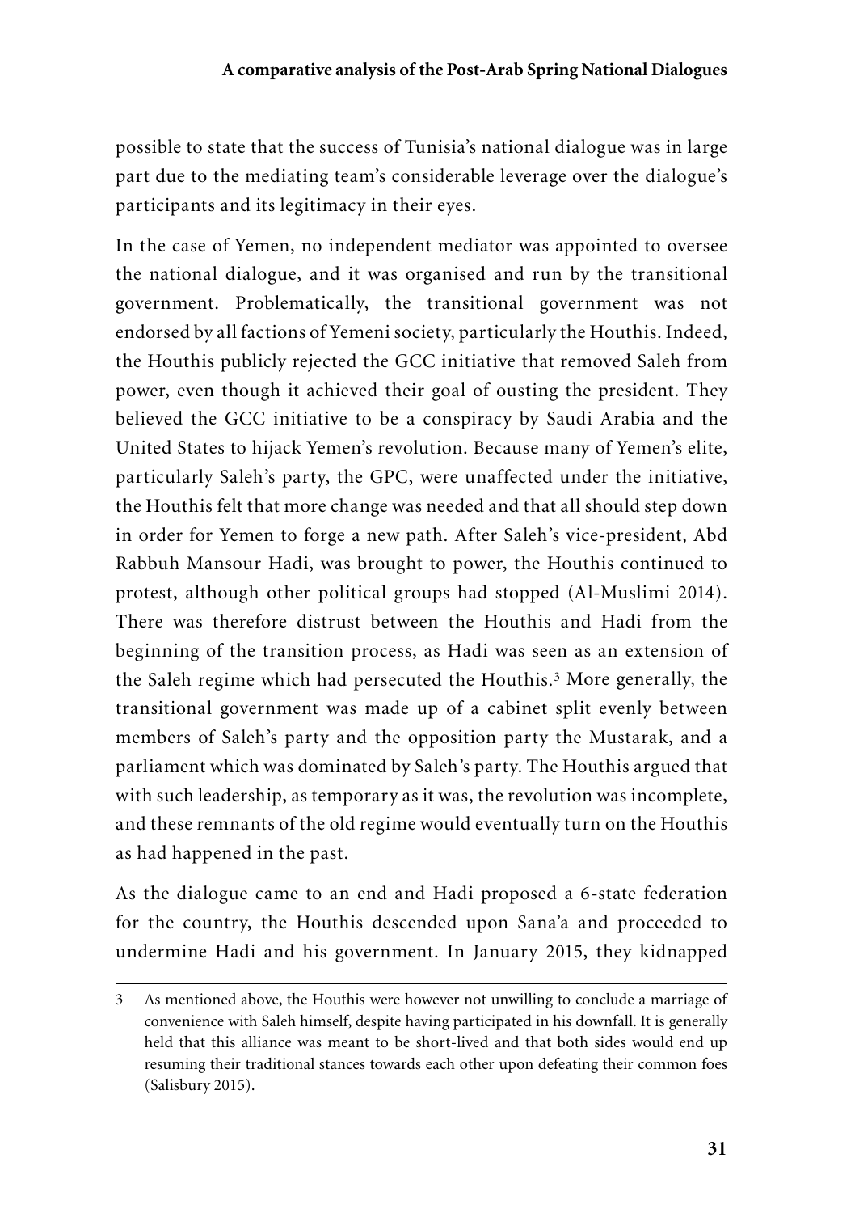possible to state that the success of Tunisia's national dialogue was in large part due to the mediating team's considerable leverage over the dialogue's participants and its legitimacy in their eyes.

In the case of Yemen, no independent mediator was appointed to oversee the national dialogue, and it was organised and run by the transitional government. Problematically, the transitional government was not endorsed by all factions of Yemeni society, particularly the Houthis. Indeed, the Houthis publicly rejected the GCC initiative that removed Saleh from power, even though it achieved their goal of ousting the president. They believed the GCC initiative to be a conspiracy by Saudi Arabia and the United States to hijack Yemen's revolution. Because many of Yemen's elite, particularly Saleh's party, the GPC, were unaffected under the initiative, the Houthis felt that more change was needed and that all should step down in order for Yemen to forge a new path. After Saleh's vice-president, Abd Rabbuh Mansour Hadi, was brought to power, the Houthis continued to protest, although other political groups had stopped (Al-Muslimi 2014). There was therefore distrust between the Houthis and Hadi from the beginning of the transition process, as Hadi was seen as an extension of the Saleh regime which had persecuted the Houthis.[3] More generally, the transitional government was made up of a cabinet split evenly between members of Saleh's party and the opposition party the Mustarak, and a parliament which was dominated by Saleh's party. The Houthis argued that with such leadership, as temporary as it was, the revolution was incomplete, and these remnants of the old regime would eventually turn on the Houthis as had happened in the past.

As the dialogue came to an end and Hadi proposed a 6-state federation for the country, the Houthis descended upon Sana'a and proceeded to undermine Hadi and his government. In January 2015, they kidnapped

---

3 As mentioned above, the Houthis were however not unwilling to conclude a marriage of convenience with Saleh himself, despite having participated in his downfall. It is generally held that this alliance was meant to be short-lived and that both sides would end up resuming their traditional stances towards each other upon defeating their common foes (Salisbury 2015).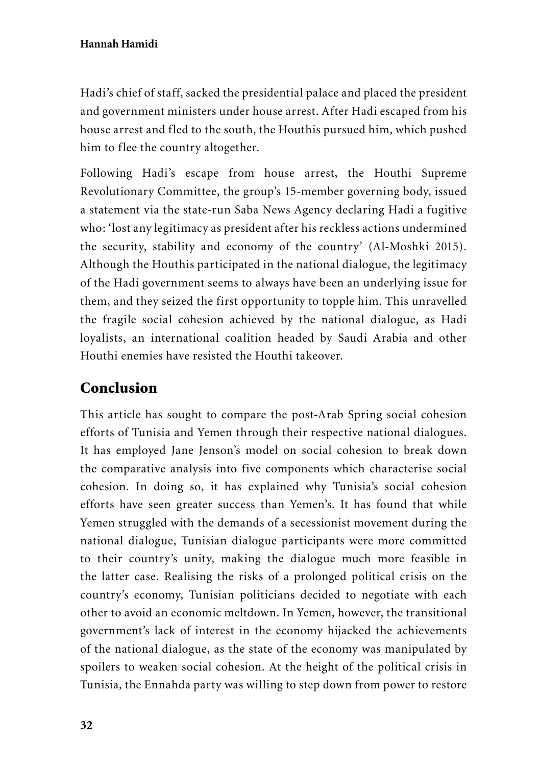Hadi's chief of staff, sacked the presidential palace and placed the president and government ministers under house arrest. After Hadi escaped from his house arrest and fled to the south, the Houthis pursued him, which pushed him to flee the country altogether.

Following Hadi's escape from house arrest, the Houthi Supreme Revolutionary Committee, the group's 15-member governing body, issued a statement via the state-run Saba News Agency declaring Hadi a fugitive who: 'lost any legitimacy as president after his reckless actions undermined the security, stability and economy of the country' (Al-Moshki 2015). Although the Houthis participated in the national dialogue, the legitimacy of the Hadi government seems to always have been an underlying issue for them, and they seized the first opportunity to topple him. This unravelled the fragile social cohesion achieved by the national dialogue, as Hadi loyalists, an international coalition headed by Saudi Arabia and other Houthi enemies have resisted the Houthi takeover.

## Conclusion

This article has sought to compare the post-Arab Spring social cohesion efforts of Tunisia and Yemen through their respective national dialogues. It has employed Jane Jenson's model on social cohesion to break down the comparative analysis into five components which characterise social cohesion. In doing so, it has explained why Tunisia's social cohesion efforts have seen greater success than Yemen's. It has found that while Yemen struggled with the demands of a secessionist movement during the national dialogue, Tunisian dialogue participants were more committed to their country's unity, making the dialogue much more feasible in the latter case. Realising the risks of a prolonged political crisis on the country's economy, Tunisian politicians decided to negotiate with each other to avoid an economic meltdown. In Yemen, however, the transitional government's lack of interest in the economy hijacked the achievements of the national dialogue, as the state of the economy was manipulated by spoilers to weaken social cohesion. At the height of the political crisis in Tunisia, the Ennahda party was willing to step down from power to restore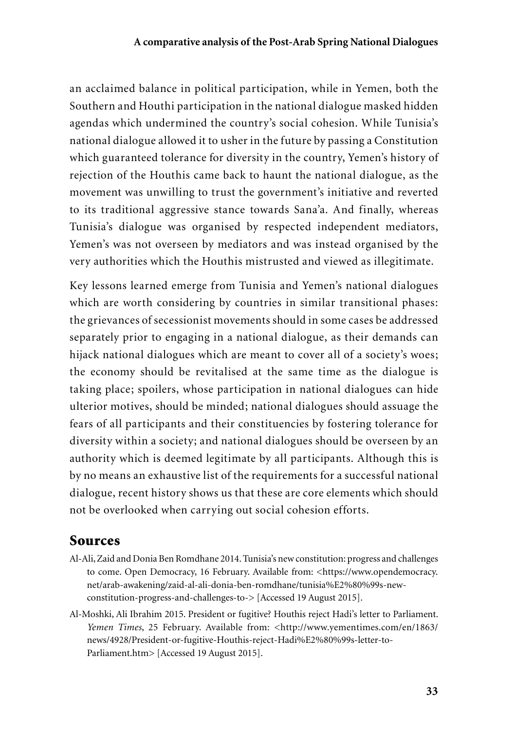an acclaimed balance in political participation, while in Yemen, both the Southern and Houthi participation in the national dialogue masked hidden agendas which undermined the country's social cohesion. While Tunisia's national dialogue allowed it to usher in the future by passing a Constitution which guaranteed tolerance for diversity in the country, Yemen's history of rejection of the Houthis came back to haunt the national dialogue, as the movement was unwilling to trust the government's initiative and reverted to its traditional aggressive stance towards Sana'a. And finally, whereas Tunisia's dialogue was organised by respected independent mediators, Yemen's was not overseen by mediators and was instead organised by the very authorities which the Houthis mistrusted and viewed as illegitimate.

Key lessons learned emerge from Tunisia and Yemen's national dialogues which are worth considering by countries in similar transitional phases: the grievances of secessionist movements should in some cases be addressed separately prior to engaging in a national dialogue, as their demands can hijack national dialogues which are meant to cover all of a society's woes; the economy should be revitalised at the same time as the dialogue is taking place; spoilers, whose participation in national dialogues can hide ulterior motives, should be minded; national dialogues should assuage the fears of all participants and their constituencies by fostering tolerance for diversity within a society; and national dialogues should be overseen by an authority which is deemed legitimate by all participants. Although this is by no means an exhaustive list of the requirements for a successful national dialogue, recent history shows us that these are core elements which should not be overlooked when carrying out social cohesion efforts.

## Sources

Al-Ali, Zaid and Donia Ben Romdhane 2014. Tunisia's new constitution: progress and challenges to come. Open Democracy, 16 February. Available from: <https://www.opendemocracy.net/arab-awakening/zaid-al-ali-donia-ben-romdhane/tunisia%E2%80%99s-new-constitution-progress-and-challenges-to-> [Accessed 19 August 2015].

Al-Moshki, Ali Ibrahim 2015. President or fugitive? Houthis reject Hadi's letter to Parliament. *Yemen Times*, 25 February. Available from: <http://www.yementimes.com/en/1863/news/4928/President-or-fugitive-Houthis-reject-Hadi%E2%80%99s-letter-to-Parliament.htm> [Accessed 19 August 2015].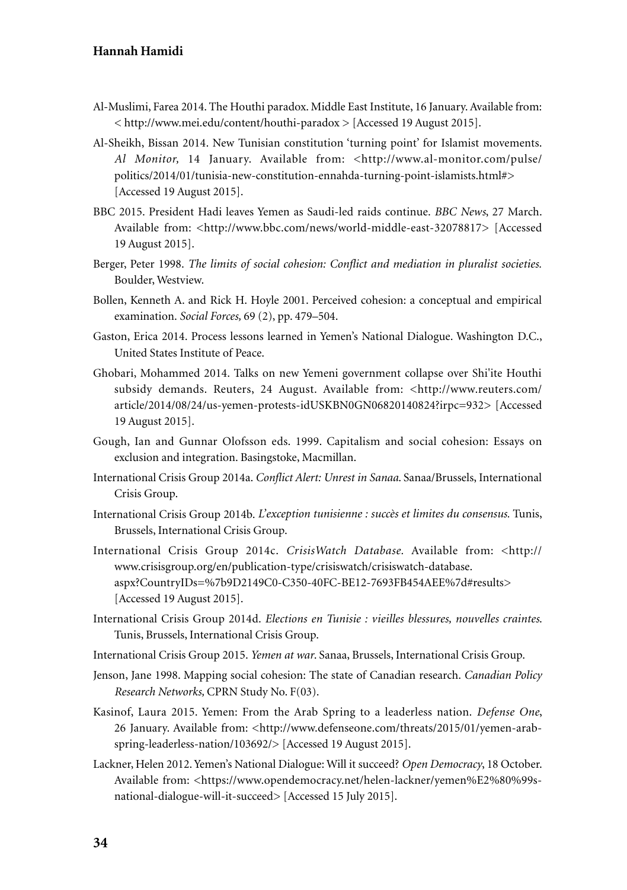Al-Muslimi, Farea 2014. The Houthi paradox. Middle East Institute, 16 January. Available from: < http://www.mei.edu/content/houthi-paradox > [Accessed 19 August 2015].

Al-Sheikh, Bissan 2014. New Tunisian constitution 'turning point' for Islamist movements. *Al Monitor,* 14 January. Available from: <http://www.al-monitor.com/pulse/politics/2014/01/tunisia-new-constitution-ennahda-turning-point-islamists.html#> [Accessed 19 August 2015].

BBC 2015. President Hadi leaves Yemen as Saudi-led raids continue. *BBC News*, 27 March. Available from: <http://www.bbc.com/news/world-middle-east-32078817> [Accessed 19 August 2015].

Berger, Peter 1998. *The limits of social cohesion: Conflict and mediation in pluralist societies.* Boulder, Westview.

Bollen, Kenneth A. and Rick H. Hoyle 2001. Perceived cohesion: a conceptual and empirical examination. *Social Forces,* 69 (2), pp. 479–504.

Gaston, Erica 2014. Process lessons learned in Yemen's National Dialogue. Washington D.C., United States Institute of Peace.

Ghobari, Mohammed 2014. Talks on new Yemeni government collapse over Shi'ite Houthi subsidy demands. Reuters, 24 August. Available from: <http://www.reuters.com/article/2014/08/24/us-yemen-protests-idUSKBN0GN06820140824?irpc=932> [Accessed 19 August 2015].

Gough, Ian and Gunnar Olofsson eds. 1999. Capitalism and social cohesion: Essays on exclusion and integration. Basingstoke, Macmillan.

International Crisis Group 2014a. *Conflict Alert: Unrest in Sanaa.* Sanaa/Brussels, International Crisis Group.

International Crisis Group 2014b. *L'exception tunisienne : succès et limites du consensus.* Tunis, Brussels, International Crisis Group.

International Crisis Group 2014c. *CrisisWatch Database.* Available from: <http://www.crisisgroup.org/en/publication-type/crisiswatch/crisiswatch-database.aspx?CountryIDs=%7b9D2149C0-C350-40FC-BE12-7693FB454AEE%7d#results> [Accessed 19 August 2015].

International Crisis Group 2014d. *Elections en Tunisie : vieilles blessures, nouvelles craintes.* Tunis, Brussels, International Crisis Group.

International Crisis Group 2015. *Yemen at war*. Sanaa, Brussels, International Crisis Group.

Jenson, Jane 1998. Mapping social cohesion: The state of Canadian research. *Canadian Policy Research Networks,* CPRN Study No. F(03).

Kasinof, Laura 2015. Yemen: From the Arab Spring to a leaderless nation. *Defense One*, 26 January. Available from: <http://www.defenseone.com/threats/2015/01/yemen-arab-spring-leaderless-nation/103692/> [Accessed 19 August 2015].

Lackner, Helen 2012. Yemen's National Dialogue: Will it succeed? *Open Democracy*, 18 October. Available from: <https://www.opendemocracy.net/helen-lackner/yemen%E2%80%99s-national-dialogue-will-it-succeed> [Accessed 15 July 2015].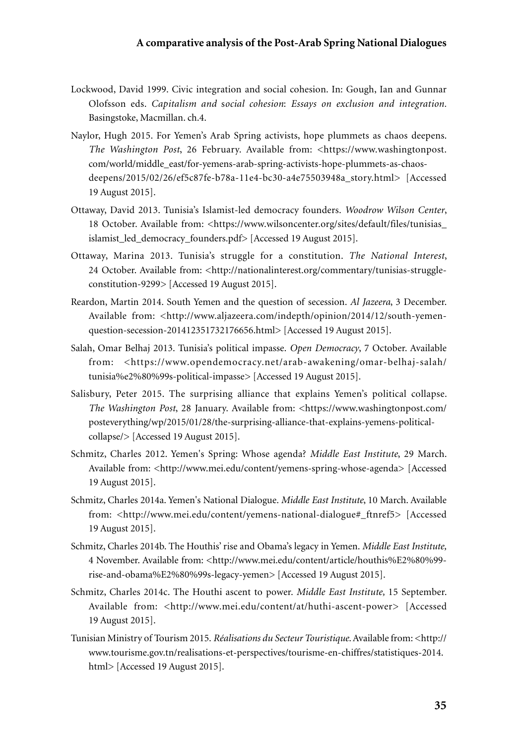Lockwood, David 1999. Civic integration and social cohesion. In: Gough, Ian and Gunnar Olofsson eds. *Capitalism and social cohesion*: *Essays on exclusion and integration.* Basingstoke, Macmillan. ch.4.

Naylor, Hugh 2015. For Yemen's Arab Spring activists, hope plummets as chaos deepens. *The Washington Post*, 26 February. Available from: <https://www.washingtonpost.com/world/middle_east/for-yemens-arab-spring-activists-hope-plummets-as-chaos-deepens/2015/02/26/ef5c87fe-b78a-11e4-bc30-a4e75503948a_story.html> [Accessed 19 August 2015].

Ottaway, David 2013. Tunisia's Islamist-led democracy founders. *Woodrow Wilson Center*, 18 October. Available from: <https://www.wilsoncenter.org/sites/default/files/tunisias_islamist_led_democracy_founders.pdf> [Accessed 19 August 2015].

Ottaway, Marina 2013. Tunisia's struggle for a constitution. *The National Interest*, 24 October. Available from: <http://nationalinterest.org/commentary/tunisias-struggle-constitution-9299> [Accessed 19 August 2015].

Reardon, Martin 2014. South Yemen and the question of secession. *Al Jazeera*, 3 December. Available from: <http://www.aljazeera.com/indepth/opinion/2014/12/south-yemen-question-secession-201412351732176656.html> [Accessed 19 August 2015].

Salah, Omar Belhaj 2013. Tunisia's political impasse. *Open Democracy*, 7 October. Available from: <https://www.opendemocracy.net/arab-awakening/omar-belhaj-salah/tunisia%e2%80%99s-political-impasse> [Accessed 19 August 2015].

Salisbury, Peter 2015. The surprising alliance that explains Yemen's political collapse. *The Washington Post*, 28 January. Available from: <https://www.washingtonpost.com/posteverything/wp/2015/01/28/the-surprising-alliance-that-explains-yemens-political-collapse/> [Accessed 19 August 2015].

Schmitz, Charles 2012. Yemen's Spring: Whose agenda? *Middle East Institute*, 29 March. Available from: <http://www.mei.edu/content/yemens-spring-whose-agenda> [Accessed 19 August 2015].

Schmitz, Charles 2014a. Yemen's National Dialogue. *Middle East Institute*, 10 March. Available from: <http://www.mei.edu/content/yemens-national-dialogue#_ftnref5> [Accessed 19 August 2015].

Schmitz, Charles 2014b. The Houthis' rise and Obama's legacy in Yemen. *Middle East Institute,* 4 November. Available from: <http://www.mei.edu/content/article/houthis%E2%80%99-rise-and-obama%E2%80%99s-legacy-yemen> [Accessed 19 August 2015].

Schmitz, Charles 2014c. The Houthi ascent to power. *Middle East Institute,* 15 September. Available from: <http://www.mei.edu/content/at/huthi-ascent-power> [Accessed 19 August 2015].

Tunisian Ministry of Tourism 2015. *Réalisations du Secteur Touristique.* Available from: <http://www.tourisme.gov.tn/realisations-et-perspectives/tourisme-en-chiffres/statistiques-2014.html> [Accessed 19 August 2015].